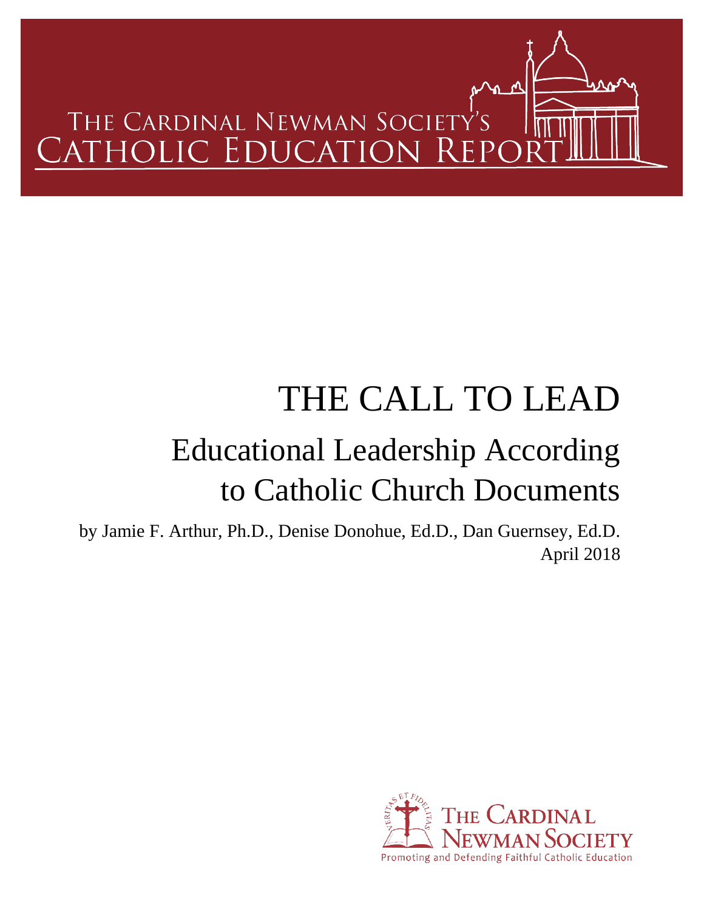THE CARDINAL NEWMAN SOCIETY'S
CATHOLIC EDUCATION REPORT

# THE CALL TO LEAD

## Educational Leadership According to Catholic Church Documents

by Jamie F. Arthur, Ph.D., Denise Donohue, Ed.D., Dan Guernsey, Ed.D.

April 2018

VERITAS ET FIDELITAS

THE CARDINAL NEWMAN SOCIETY

Promoting and Defending Faithful Catholic Education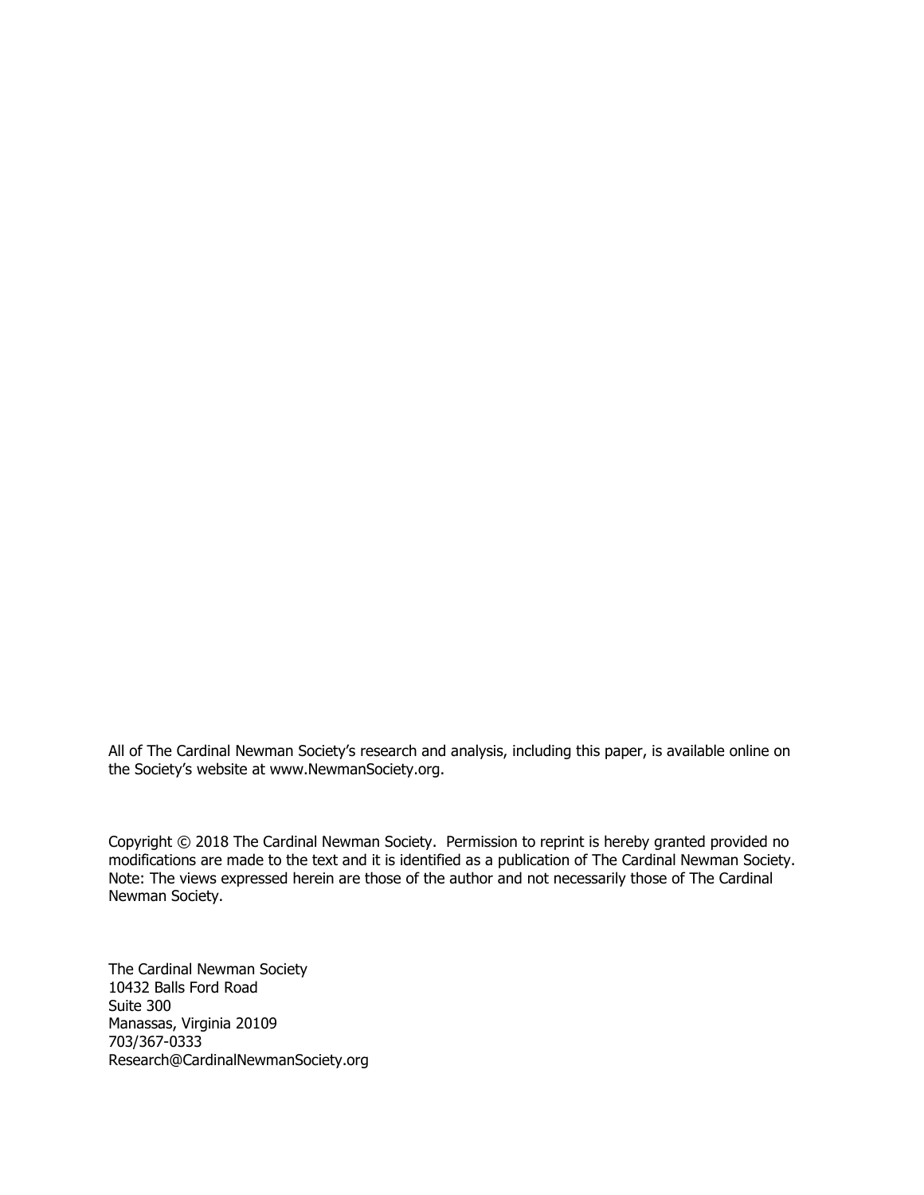All of The Cardinal Newman Society's research and analysis, including this paper, is available online on the Society's website at www.NewmanSociety.org.

Copyright © 2018 The Cardinal Newman Society. Permission to reprint is hereby granted provided no modifications are made to the text and it is identified as a publication of The Cardinal Newman Society. Note: The views expressed herein are those of the author and not necessarily those of The Cardinal Newman Society.

The Cardinal Newman Society
10432 Balls Ford Road
Suite 300
Manassas, Virginia 20109
703/367-0333
Research@CardinalNewmanSociety.org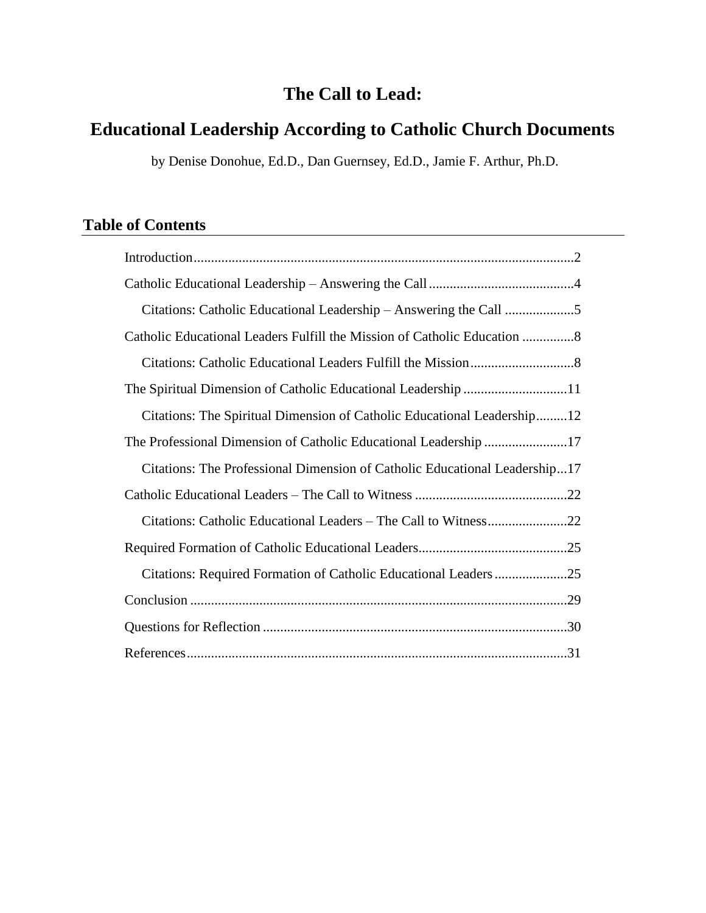# The Call to Lead:

# Educational Leadership According to Catholic Church Documents

by Denise Donohue, Ed.D., Dan Guernsey, Ed.D., Jamie F. Arthur, Ph.D.

## Table of Contents

- Introduction.....2
- Catholic Educational Leadership – Answering the Call.....4
  - Citations: Catholic Educational Leadership – Answering the Call.....5
- Catholic Educational Leaders Fulfill the Mission of Catholic Education.....8
  - Citations: Catholic Educational Leaders Fulfill the Mission.....8
- The Spiritual Dimension of Catholic Educational Leadership.....11
  - Citations: The Spiritual Dimension of Catholic Educational Leadership.....12
- The Professional Dimension of Catholic Educational Leadership.....17
  - Citations: The Professional Dimension of Catholic Educational Leadership...17
- Catholic Educational Leaders – The Call to Witness.....22
  - Citations: Catholic Educational Leaders – The Call to Witness.....22
- Required Formation of Catholic Educational Leaders.....25
  - Citations: Required Formation of Catholic Educational Leaders.....25
- Conclusion.....29
- Questions for Reflection.....30
- References.....31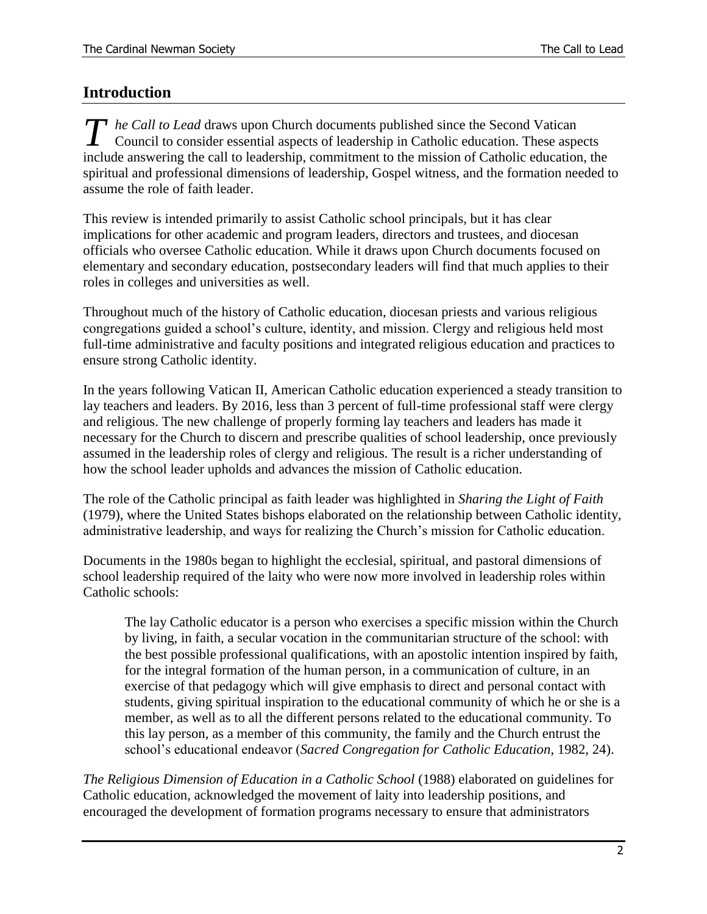## Introduction

*The Call to Lead* draws upon Church documents published since the Second Vatican Council to consider essential aspects of leadership in Catholic education. These aspects include answering the call to leadership, commitment to the mission of Catholic education, the spiritual and professional dimensions of leadership, Gospel witness, and the formation needed to assume the role of faith leader.

This review is intended primarily to assist Catholic school principals, but it has clear implications for other academic and program leaders, directors and trustees, and diocesan officials who oversee Catholic education. While it draws upon Church documents focused on elementary and secondary education, postsecondary leaders will find that much applies to their roles in colleges and universities as well.

Throughout much of the history of Catholic education, diocesan priests and various religious congregations guided a school's culture, identity, and mission. Clergy and religious held most full-time administrative and faculty positions and integrated religious education and practices to ensure strong Catholic identity.

In the years following Vatican II, American Catholic education experienced a steady transition to lay teachers and leaders. By 2016, less than 3 percent of full-time professional staff were clergy and religious. The new challenge of properly forming lay teachers and leaders has made it necessary for the Church to discern and prescribe qualities of school leadership, once previously assumed in the leadership roles of clergy and religious. The result is a richer understanding of how the school leader upholds and advances the mission of Catholic education.

The role of the Catholic principal as faith leader was highlighted in *Sharing the Light of Faith* (1979), where the United States bishops elaborated on the relationship between Catholic identity, administrative leadership, and ways for realizing the Church's mission for Catholic education.

Documents in the 1980s began to highlight the ecclesial, spiritual, and pastoral dimensions of school leadership required of the laity who were now more involved in leadership roles within Catholic schools:

> The lay Catholic educator is a person who exercises a specific mission within the Church by living, in faith, a secular vocation in the communitarian structure of the school: with the best possible professional qualifications, with an apostolic intention inspired by faith, for the integral formation of the human person, in a communication of culture, in an exercise of that pedagogy which will give emphasis to direct and personal contact with students, giving spiritual inspiration to the educational community of which he or she is a member, as well as to all the different persons related to the educational community. To this lay person, as a member of this community, the family and the Church entrust the school's educational endeavor (*Sacred Congregation for Catholic Education*, 1982, 24).

*The Religious Dimension of Education in a Catholic School* (1988) elaborated on guidelines for Catholic education, acknowledged the movement of laity into leadership positions, and encouraged the development of formation programs necessary to ensure that administrators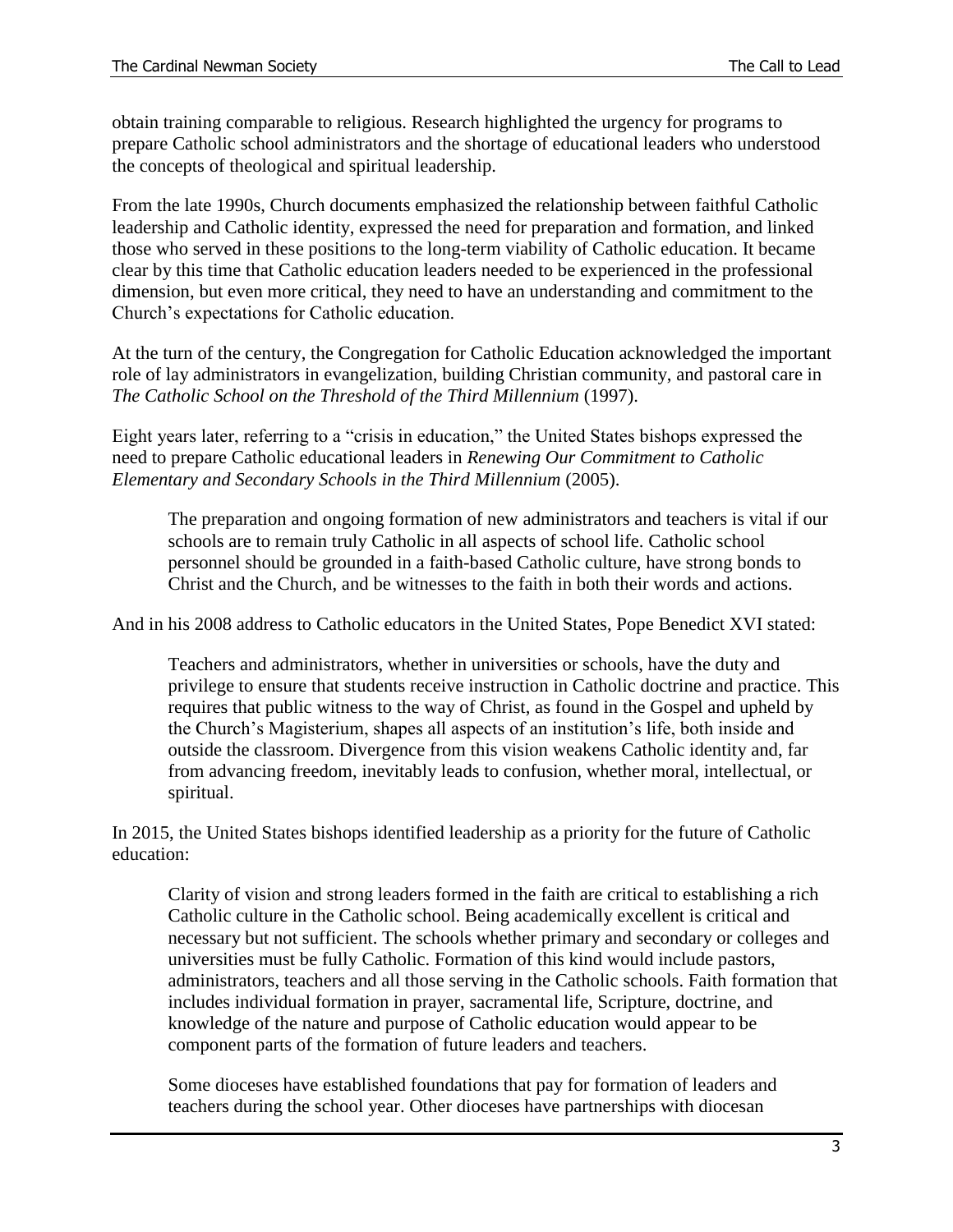obtain training comparable to religious. Research highlighted the urgency for programs to prepare Catholic school administrators and the shortage of educational leaders who understood the concepts of theological and spiritual leadership.

From the late 1990s, Church documents emphasized the relationship between faithful Catholic leadership and Catholic identity, expressed the need for preparation and formation, and linked those who served in these positions to the long-term viability of Catholic education. It became clear by this time that Catholic education leaders needed to be experienced in the professional dimension, but even more critical, they need to have an understanding and commitment to the Church's expectations for Catholic education.

At the turn of the century, the Congregation for Catholic Education acknowledged the important role of lay administrators in evangelization, building Christian community, and pastoral care in *The Catholic School on the Threshold of the Third Millennium* (1997).

Eight years later, referring to a "crisis in education," the United States bishops expressed the need to prepare Catholic educational leaders in *Renewing Our Commitment to Catholic Elementary and Secondary Schools in the Third Millennium* (2005).

> The preparation and ongoing formation of new administrators and teachers is vital if our schools are to remain truly Catholic in all aspects of school life. Catholic school personnel should be grounded in a faith-based Catholic culture, have strong bonds to Christ and the Church, and be witnesses to the faith in both their words and actions.

And in his 2008 address to Catholic educators in the United States, Pope Benedict XVI stated:

> Teachers and administrators, whether in universities or schools, have the duty and privilege to ensure that students receive instruction in Catholic doctrine and practice. This requires that public witness to the way of Christ, as found in the Gospel and upheld by the Church's Magisterium, shapes all aspects of an institution's life, both inside and outside the classroom. Divergence from this vision weakens Catholic identity and, far from advancing freedom, inevitably leads to confusion, whether moral, intellectual, or spiritual.

In 2015, the United States bishops identified leadership as a priority for the future of Catholic education:

> Clarity of vision and strong leaders formed in the faith are critical to establishing a rich Catholic culture in the Catholic school. Being academically excellent is critical and necessary but not sufficient. The schools whether primary and secondary or colleges and universities must be fully Catholic. Formation of this kind would include pastors, administrators, teachers and all those serving in the Catholic schools. Faith formation that includes individual formation in prayer, sacramental life, Scripture, doctrine, and knowledge of the nature and purpose of Catholic education would appear to be component parts of the formation of future leaders and teachers.
>
> Some dioceses have established foundations that pay for formation of leaders and teachers during the school year. Other dioceses have partnerships with diocesan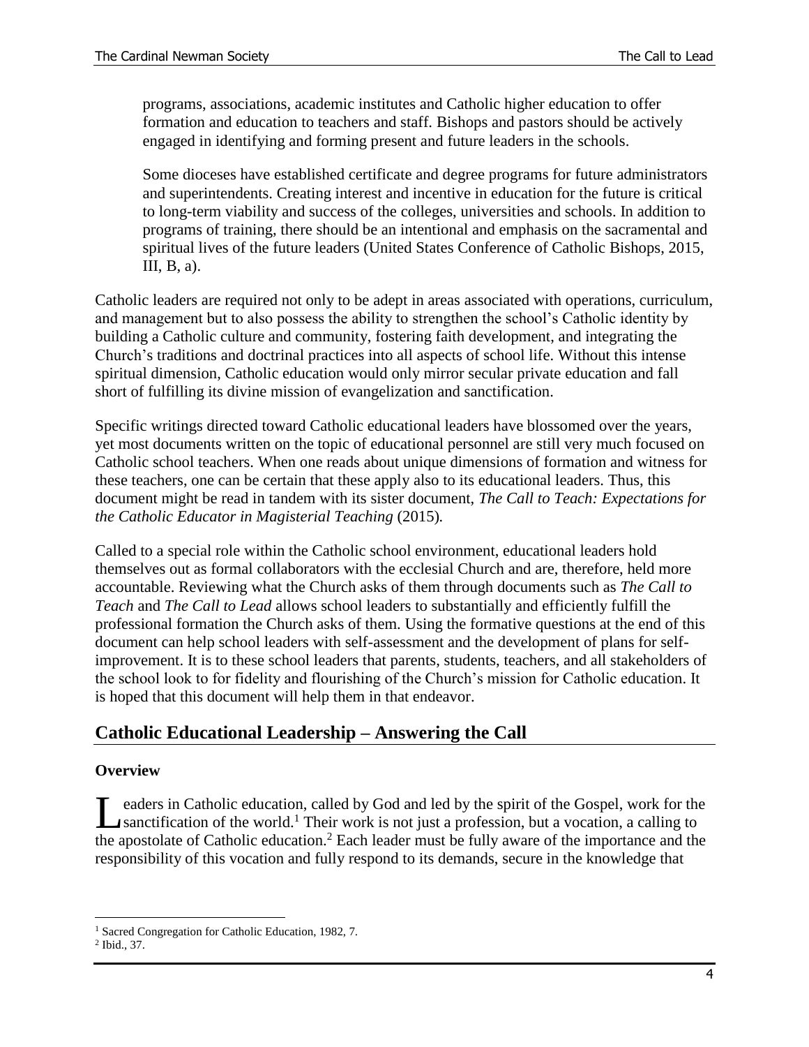> programs, associations, academic institutes and Catholic higher education to offer formation and education to teachers and staff. Bishops and pastors should be actively engaged in identifying and forming present and future leaders in the schools.
>
> Some dioceses have established certificate and degree programs for future administrators and superintendents. Creating interest and incentive in education for the future is critical to long-term viability and success of the colleges, universities and schools. In addition to programs of training, there should be an intentional and emphasis on the sacramental and spiritual lives of the future leaders (United States Conference of Catholic Bishops, 2015, III, B, a).

Catholic leaders are required not only to be adept in areas associated with operations, curriculum, and management but to also possess the ability to strengthen the school's Catholic identity by building a Catholic culture and community, fostering faith development, and integrating the Church's traditions and doctrinal practices into all aspects of school life. Without this intense spiritual dimension, Catholic education would only mirror secular private education and fall short of fulfilling its divine mission of evangelization and sanctification.

Specific writings directed toward Catholic educational leaders have blossomed over the years, yet most documents written on the topic of educational personnel are still very much focused on Catholic school teachers. When one reads about unique dimensions of formation and witness for these teachers, one can be certain that these apply also to its educational leaders. Thus, this document might be read in tandem with its sister document, *The Call to Teach: Expectations for the Catholic Educator in Magisterial Teaching* (2015).

Called to a special role within the Catholic school environment, educational leaders hold themselves out as formal collaborators with the ecclesial Church and are, therefore, held more accountable. Reviewing what the Church asks of them through documents such as *The Call to Teach* and *The Call to Lead* allows school leaders to substantially and efficiently fulfill the professional formation the Church asks of them. Using the formative questions at the end of this document can help school leaders with self-assessment and the development of plans for self-improvement. It is to these school leaders that parents, students, teachers, and all stakeholders of the school look to for fidelity and flourishing of the Church's mission for Catholic education. It is hoped that this document will help them in that endeavor.

## Catholic Educational Leadership – Answering the Call

### Overview

Leaders in Catholic education, called by God and led by the spirit of the Gospel, work for the sanctification of the world.[1] Their work is not just a profession, but a vocation, a calling to the apostolate of Catholic education.[2] Each leader must be fully aware of the importance and the responsibility of this vocation and fully respond to its demands, secure in the knowledge that

---

[1] Sacred Congregation for Catholic Education, 1982, 7.

[2] Ibid., 37.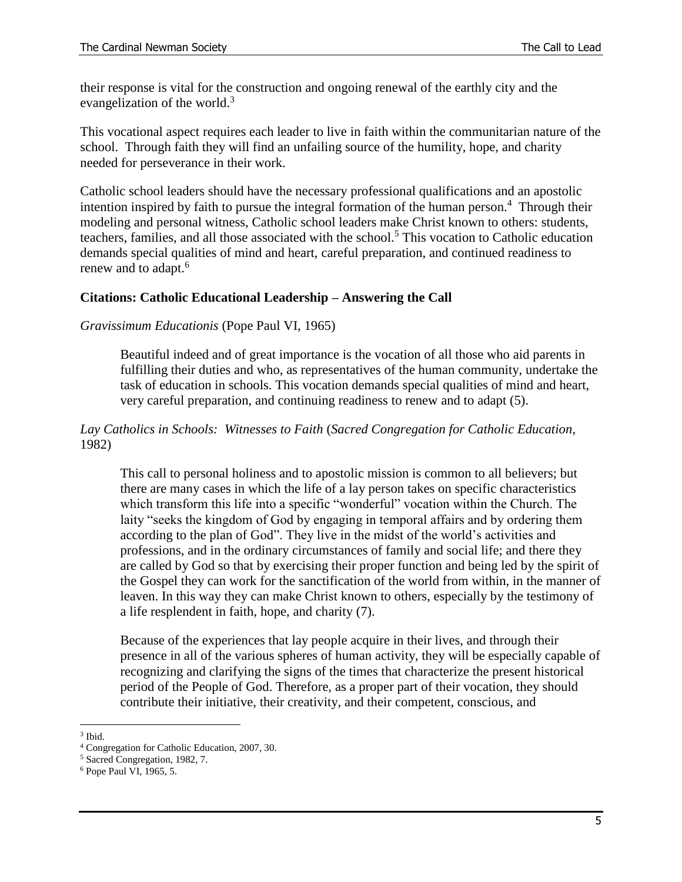their response is vital for the construction and ongoing renewal of the earthly city and the evangelization of the world.[3]

This vocational aspect requires each leader to live in faith within the communitarian nature of the school. Through faith they will find an unfailing source of the humility, hope, and charity needed for perseverance in their work.

Catholic school leaders should have the necessary professional qualifications and an apostolic intention inspired by faith to pursue the integral formation of the human person.[4] Through their modeling and personal witness, Catholic school leaders make Christ known to others: students, teachers, families, and all those associated with the school.[5] This vocation to Catholic education demands special qualities of mind and heart, careful preparation, and continued readiness to renew and to adapt.[6]

**Citations: Catholic Educational Leadership – Answering the Call**

*Gravissimum Educationis* (Pope Paul VI, 1965)

> Beautiful indeed and of great importance is the vocation of all those who aid parents in fulfilling their duties and who, as representatives of the human community, undertake the task of education in schools. This vocation demands special qualities of mind and heart, very careful preparation, and continuing readiness to renew and to adapt (5).

*Lay Catholics in Schools: Witnesses to Faith* (*Sacred Congregation for Catholic Education*, 1982)

> This call to personal holiness and to apostolic mission is common to all believers; but there are many cases in which the life of a lay person takes on specific characteristics which transform this life into a specific "wonderful" vocation within the Church. The laity "seeks the kingdom of God by engaging in temporal affairs and by ordering them according to the plan of God". They live in the midst of the world's activities and professions, and in the ordinary circumstances of family and social life; and there they are called by God so that by exercising their proper function and being led by the spirit of the Gospel they can work for the sanctification of the world from within, in the manner of leaven. In this way they can make Christ known to others, especially by the testimony of a life resplendent in faith, hope, and charity (7).
>
> Because of the experiences that lay people acquire in their lives, and through their presence in all of the various spheres of human activity, they will be especially capable of recognizing and clarifying the signs of the times that characterize the present historical period of the People of God. Therefore, as a proper part of their vocation, they should contribute their initiative, their creativity, and their competent, conscious, and

[3] Ibid.
[4] Congregation for Catholic Education, 2007, 30.
[5] Sacred Congregation, 1982, 7.
[6] Pope Paul VI, 1965, 5.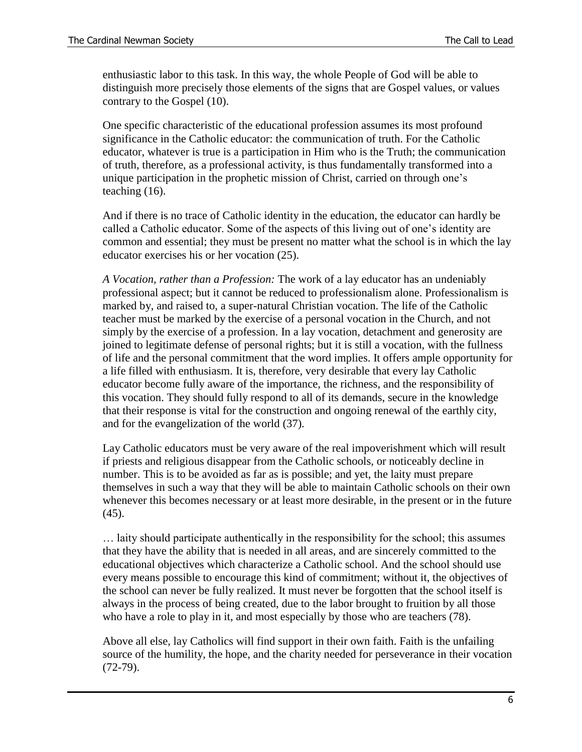enthusiastic labor to this task. In this way, the whole People of God will be able to distinguish more precisely those elements of the signs that are Gospel values, or values contrary to the Gospel (10).

One specific characteristic of the educational profession assumes its most profound significance in the Catholic educator: the communication of truth. For the Catholic educator, whatever is true is a participation in Him who is the Truth; the communication of truth, therefore, as a professional activity, is thus fundamentally transformed into a unique participation in the prophetic mission of Christ, carried on through one's teaching (16).

And if there is no trace of Catholic identity in the education, the educator can hardly be called a Catholic educator. Some of the aspects of this living out of one's identity are common and essential; they must be present no matter what the school is in which the lay educator exercises his or her vocation (25).

*A Vocation, rather than a Profession:* The work of a lay educator has an undeniably professional aspect; but it cannot be reduced to professionalism alone. Professionalism is marked by, and raised to, a super-natural Christian vocation. The life of the Catholic teacher must be marked by the exercise of a personal vocation in the Church, and not simply by the exercise of a profession. In a lay vocation, detachment and generosity are joined to legitimate defense of personal rights; but it is still a vocation, with the fullness of life and the personal commitment that the word implies. It offers ample opportunity for a life filled with enthusiasm. It is, therefore, very desirable that every lay Catholic educator become fully aware of the importance, the richness, and the responsibility of this vocation. They should fully respond to all of its demands, secure in the knowledge that their response is vital for the construction and ongoing renewal of the earthly city, and for the evangelization of the world (37).

Lay Catholic educators must be very aware of the real impoverishment which will result if priests and religious disappear from the Catholic schools, or noticeably decline in number. This is to be avoided as far as is possible; and yet, the laity must prepare themselves in such a way that they will be able to maintain Catholic schools on their own whenever this becomes necessary or at least more desirable, in the present or in the future (45).

… laity should participate authentically in the responsibility for the school; this assumes that they have the ability that is needed in all areas, and are sincerely committed to the educational objectives which characterize a Catholic school. And the school should use every means possible to encourage this kind of commitment; without it, the objectives of the school can never be fully realized. It must never be forgotten that the school itself is always in the process of being created, due to the labor brought to fruition by all those who have a role to play in it, and most especially by those who are teachers (78).

Above all else, lay Catholics will find support in their own faith. Faith is the unfailing source of the humility, the hope, and the charity needed for perseverance in their vocation (72-79).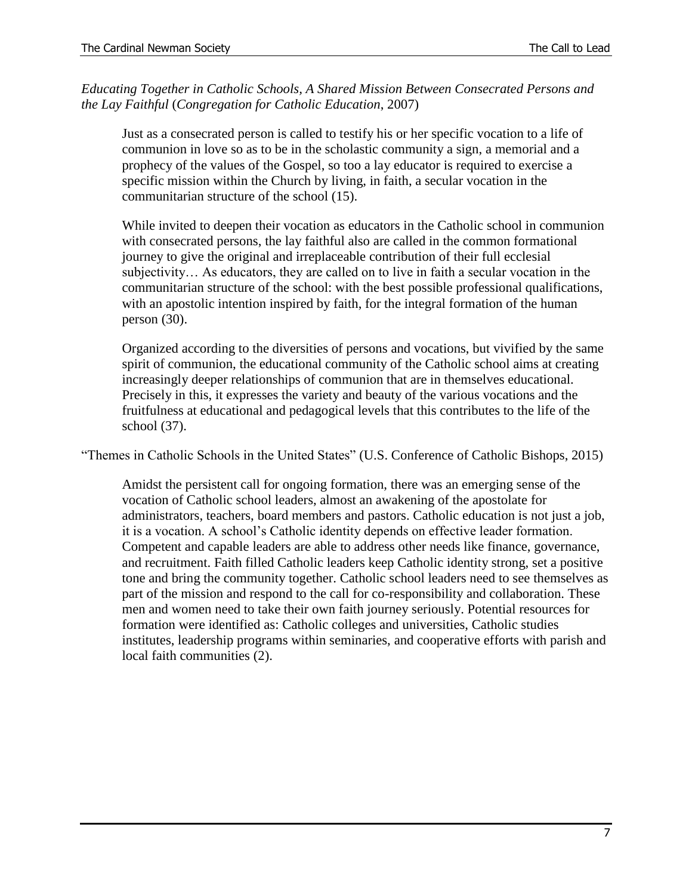*Educating Together in Catholic Schools, A Shared Mission Between Consecrated Persons and the Lay Faithful* (*Congregation for Catholic Education*, 2007)

> Just as a consecrated person is called to testify his or her specific vocation to a life of communion in love so as to be in the scholastic community a sign, a memorial and a prophecy of the values of the Gospel, so too a lay educator is required to exercise a specific mission within the Church by living, in faith, a secular vocation in the communitarian structure of the school (15).
>
> While invited to deepen their vocation as educators in the Catholic school in communion with consecrated persons, the lay faithful also are called in the common formational journey to give the original and irreplaceable contribution of their full ecclesial subjectivity… As educators, they are called on to live in faith a secular vocation in the communitarian structure of the school: with the best possible professional qualifications, with an apostolic intention inspired by faith, for the integral formation of the human person (30).
>
> Organized according to the diversities of persons and vocations, but vivified by the same spirit of communion, the educational community of the Catholic school aims at creating increasingly deeper relationships of communion that are in themselves educational. Precisely in this, it expresses the variety and beauty of the various vocations and the fruitfulness at educational and pedagogical levels that this contributes to the life of the school (37).

"Themes in Catholic Schools in the United States" (U.S. Conference of Catholic Bishops, 2015)

> Amidst the persistent call for ongoing formation, there was an emerging sense of the vocation of Catholic school leaders, almost an awakening of the apostolate for administrators, teachers, board members and pastors. Catholic education is not just a job, it is a vocation. A school's Catholic identity depends on effective leader formation. Competent and capable leaders are able to address other needs like finance, governance, and recruitment. Faith filled Catholic leaders keep Catholic identity strong, set a positive tone and bring the community together. Catholic school leaders need to see themselves as part of the mission and respond to the call for co-responsibility and collaboration. These men and women need to take their own faith journey seriously. Potential resources for formation were identified as: Catholic colleges and universities, Catholic studies institutes, leadership programs within seminaries, and cooperative efforts with parish and local faith communities (2).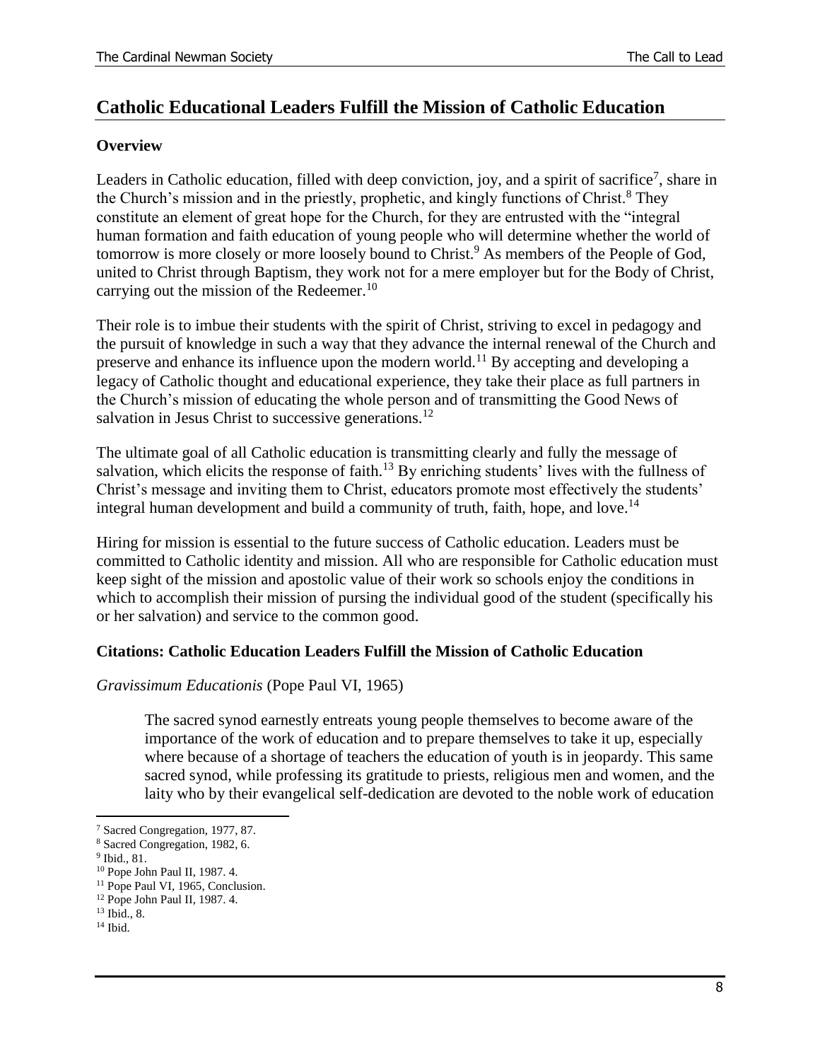## Catholic Educational Leaders Fulfill the Mission of Catholic Education

### Overview

Leaders in Catholic education, filled with deep conviction, joy, and a spirit of sacrifice[7], share in the Church's mission and in the priestly, prophetic, and kingly functions of Christ.[8] They constitute an element of great hope for the Church, for they are entrusted with the "integral human formation and faith education of young people who will determine whether the world of tomorrow is more closely or more loosely bound to Christ.[9] As members of the People of God, united to Christ through Baptism, they work not for a mere employer but for the Body of Christ, carrying out the mission of the Redeemer.[10]

Their role is to imbue their students with the spirit of Christ, striving to excel in pedagogy and the pursuit of knowledge in such a way that they advance the internal renewal of the Church and preserve and enhance its influence upon the modern world.[11] By accepting and developing a legacy of Catholic thought and educational experience, they take their place as full partners in the Church's mission of educating the whole person and of transmitting the Good News of salvation in Jesus Christ to successive generations.[12]

The ultimate goal of all Catholic education is transmitting clearly and fully the message of salvation, which elicits the response of faith.[13] By enriching students' lives with the fullness of Christ's message and inviting them to Christ, educators promote most effectively the students' integral human development and build a community of truth, faith, hope, and love.[14]

Hiring for mission is essential to the future success of Catholic education. Leaders must be committed to Catholic identity and mission. All who are responsible for Catholic education must keep sight of the mission and apostolic value of their work so schools enjoy the conditions in which to accomplish their mission of pursing the individual good of the student (specifically his or her salvation) and service to the common good.

### Citations: Catholic Education Leaders Fulfill the Mission of Catholic Education

*Gravissimum Educationis* (Pope Paul VI, 1965)

> The sacred synod earnestly entreats young people themselves to become aware of the importance of the work of education and to prepare themselves to take it up, especially where because of a shortage of teachers the education of youth is in jeopardy. This same sacred synod, while professing its gratitude to priests, religious men and women, and the laity who by their evangelical self-dedication are devoted to the noble work of education

---

[7] Sacred Congregation, 1977, 87.
[8] Sacred Congregation, 1982, 6.
[9] Ibid., 81.
[10] Pope John Paul II, 1987. 4.
[11] Pope Paul VI, 1965, Conclusion.
[12] Pope John Paul II, 1987. 4.
[13] Ibid., 8.
[14] Ibid.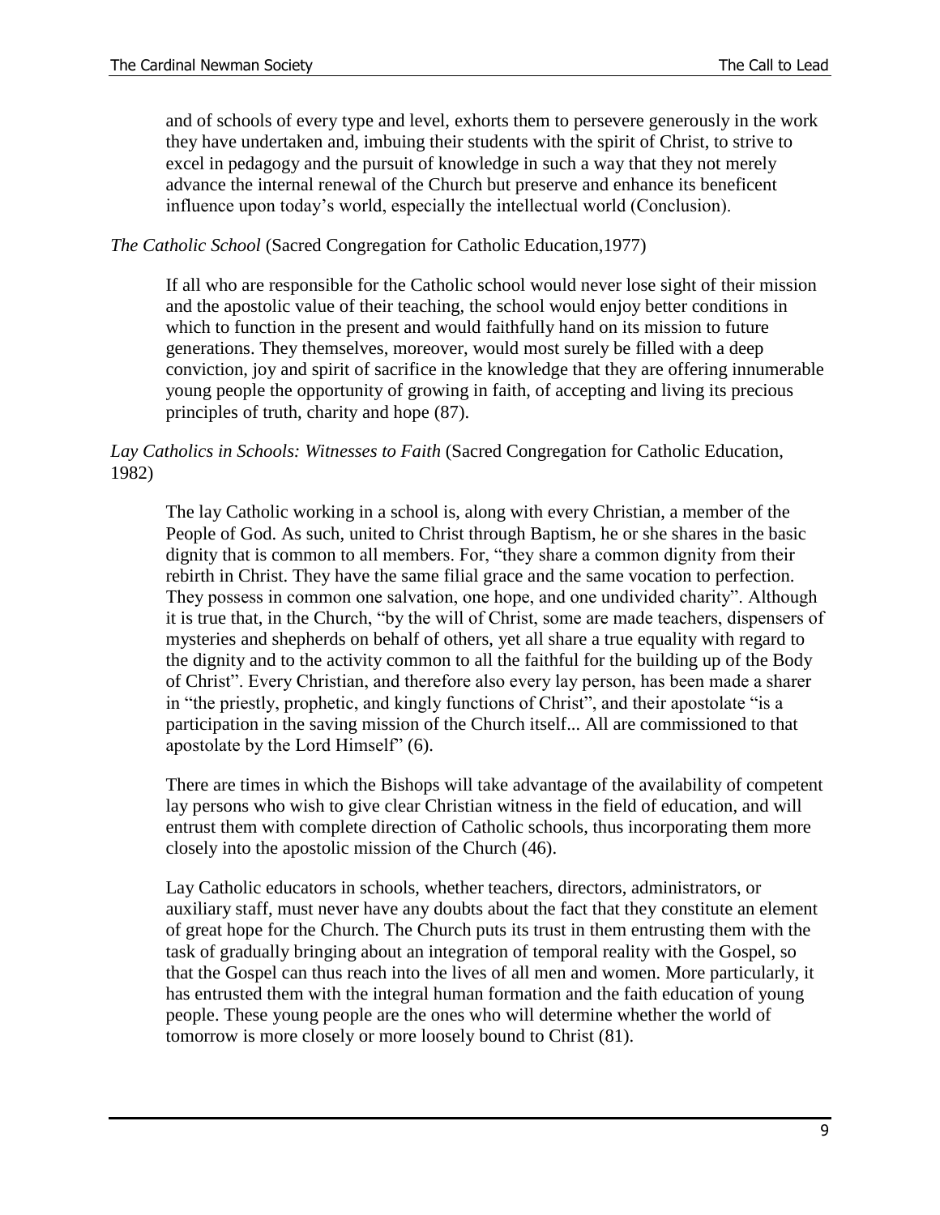and of schools of every type and level, exhorts them to persevere generously in the work they have undertaken and, imbuing their students with the spirit of Christ, to strive to excel in pedagogy and the pursuit of knowledge in such a way that they not merely advance the internal renewal of the Church but preserve and enhance its beneficent influence upon today's world, especially the intellectual world (Conclusion).

*The Catholic School* (Sacred Congregation for Catholic Education,1977)

> If all who are responsible for the Catholic school would never lose sight of their mission and the apostolic value of their teaching, the school would enjoy better conditions in which to function in the present and would faithfully hand on its mission to future generations. They themselves, moreover, would most surely be filled with a deep conviction, joy and spirit of sacrifice in the knowledge that they are offering innumerable young people the opportunity of growing in faith, of accepting and living its precious principles of truth, charity and hope (87).

*Lay Catholics in Schools: Witnesses to Faith* (Sacred Congregation for Catholic Education, 1982)

> The lay Catholic working in a school is, along with every Christian, a member of the People of God. As such, united to Christ through Baptism, he or she shares in the basic dignity that is common to all members. For, "they share a common dignity from their rebirth in Christ. They have the same filial grace and the same vocation to perfection. They possess in common one salvation, one hope, and one undivided charity". Although it is true that, in the Church, "by the will of Christ, some are made teachers, dispensers of mysteries and shepherds on behalf of others, yet all share a true equality with regard to the dignity and to the activity common to all the faithful for the building up of the Body of Christ". Every Christian, and therefore also every lay person, has been made a sharer in "the priestly, prophetic, and kingly functions of Christ", and their apostolate "is a participation in the saving mission of the Church itself... All are commissioned to that apostolate by the Lord Himself" (6).
>
> There are times in which the Bishops will take advantage of the availability of competent lay persons who wish to give clear Christian witness in the field of education, and will entrust them with complete direction of Catholic schools, thus incorporating them more closely into the apostolic mission of the Church (46).
>
> Lay Catholic educators in schools, whether teachers, directors, administrators, or auxiliary staff, must never have any doubts about the fact that they constitute an element of great hope for the Church. The Church puts its trust in them entrusting them with the task of gradually bringing about an integration of temporal reality with the Gospel, so that the Gospel can thus reach into the lives of all men and women. More particularly, it has entrusted them with the integral human formation and the faith education of young people. These young people are the ones who will determine whether the world of tomorrow is more closely or more loosely bound to Christ (81).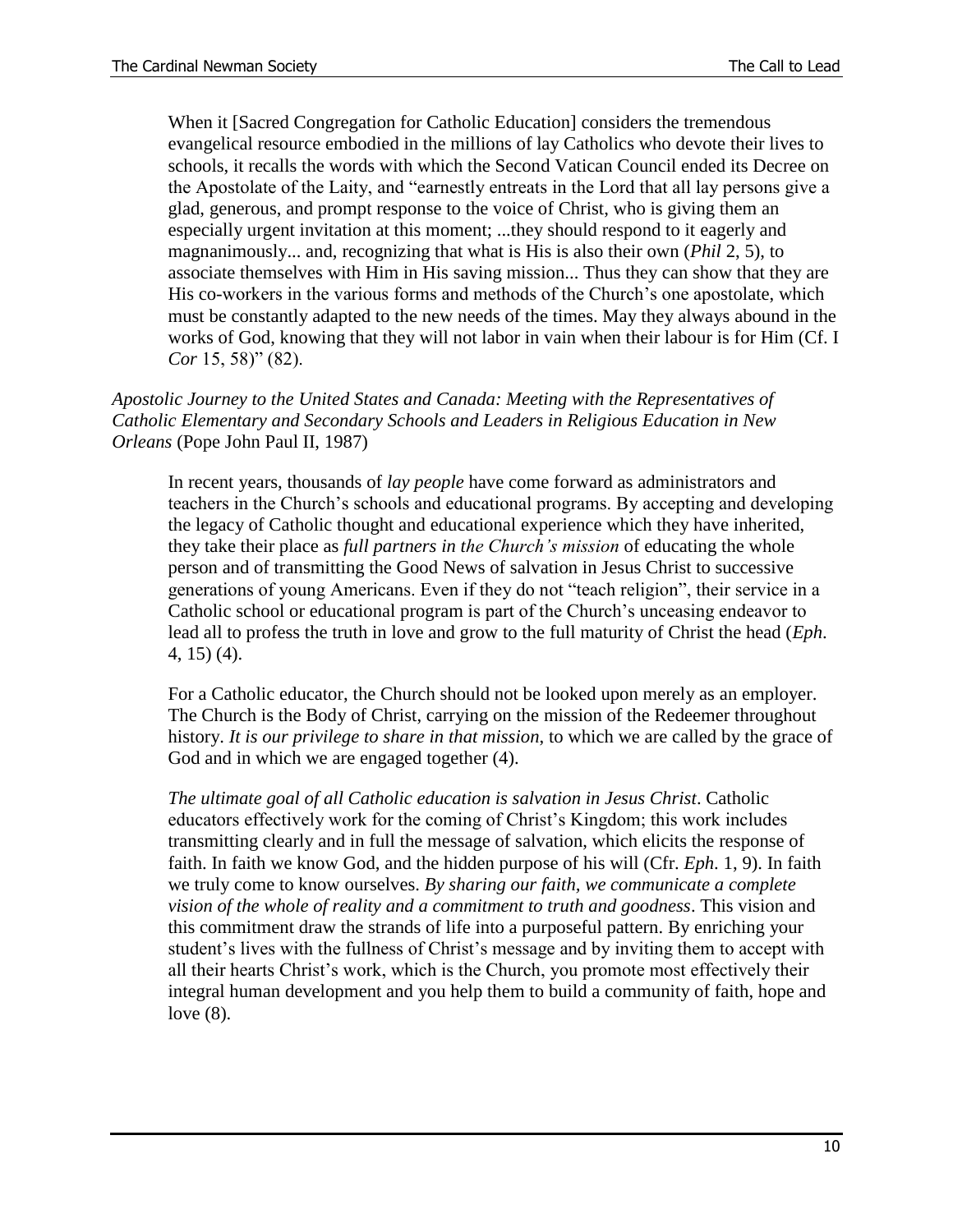When it [Sacred Congregation for Catholic Education] considers the tremendous evangelical resource embodied in the millions of lay Catholics who devote their lives to schools, it recalls the words with which the Second Vatican Council ended its Decree on the Apostolate of the Laity, and "earnestly entreats in the Lord that all lay persons give a glad, generous, and prompt response to the voice of Christ, who is giving them an especially urgent invitation at this moment; ...they should respond to it eagerly and magnanimously... and, recognizing that what is His is also their own (*Phil* 2, 5), to associate themselves with Him in His saving mission... Thus they can show that they are His co-workers in the various forms and methods of the Church's one apostolate, which must be constantly adapted to the new needs of the times. May they always abound in the works of God, knowing that they will not labor in vain when their labour is for Him (Cf. I *Cor* 15, 58)" (82).

*Apostolic Journey to the United States and Canada: Meeting with the Representatives of Catholic Elementary and Secondary Schools and Leaders in Religious Education in New Orleans* (Pope John Paul II, 1987)

In recent years, thousands of *lay people* have come forward as administrators and teachers in the Church's schools and educational programs. By accepting and developing the legacy of Catholic thought and educational experience which they have inherited, they take their place as *full partners in the Church's mission* of educating the whole person and of transmitting the Good News of salvation in Jesus Christ to successive generations of young Americans. Even if they do not "teach religion", their service in a Catholic school or educational program is part of the Church's unceasing endeavor to lead all to profess the truth in love and grow to the full maturity of Christ the head (*Eph*. 4, 15) (4).

For a Catholic educator, the Church should not be looked upon merely as an employer. The Church is the Body of Christ, carrying on the mission of the Redeemer throughout history. *It is our privilege to share in that mission*, to which we are called by the grace of God and in which we are engaged together (4).

*The ultimate goal of all Catholic education is salvation in Jesus Christ*. Catholic educators effectively work for the coming of Christ's Kingdom; this work includes transmitting clearly and in full the message of salvation, which elicits the response of faith. In faith we know God, and the hidden purpose of his will (Cfr. *Eph*. 1, 9). In faith we truly come to know ourselves. *By sharing our faith, we communicate a complete vision of the whole of reality and a commitment to truth and goodness*. This vision and this commitment draw the strands of life into a purposeful pattern. By enriching your student's lives with the fullness of Christ's message and by inviting them to accept with all their hearts Christ's work, which is the Church, you promote most effectively their integral human development and you help them to build a community of faith, hope and love (8).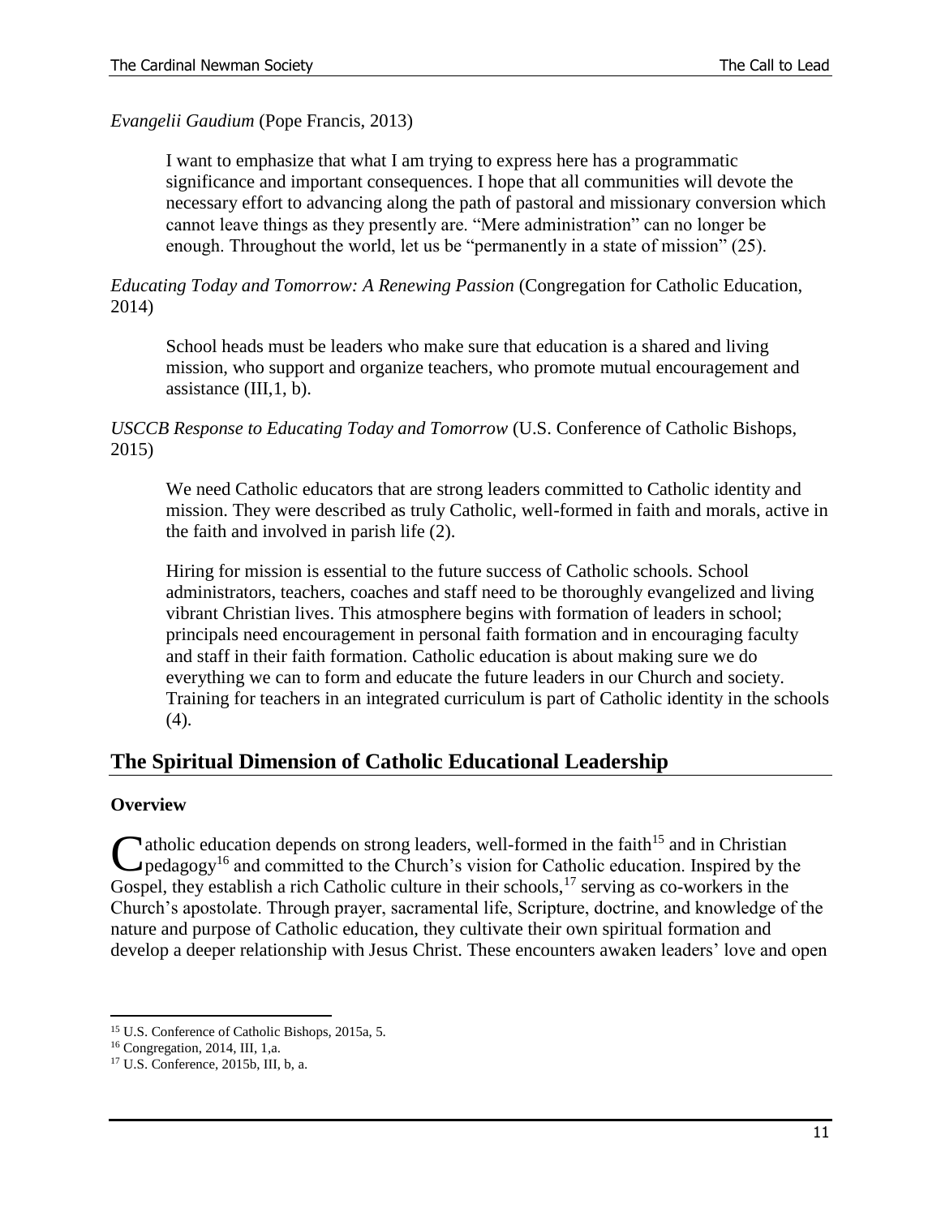*Evangelii Gaudium* (Pope Francis, 2013)

> I want to emphasize that what I am trying to express here has a programmatic significance and important consequences. I hope that all communities will devote the necessary effort to advancing along the path of pastoral and missionary conversion which cannot leave things as they presently are. "Mere administration" can no longer be enough. Throughout the world, let us be "permanently in a state of mission" (25).

*Educating Today and Tomorrow: A Renewing Passion* (Congregation for Catholic Education, 2014)

> School heads must be leaders who make sure that education is a shared and living mission, who support and organize teachers, who promote mutual encouragement and assistance (III,1, b).

*USCCB Response to Educating Today and Tomorrow* (U.S. Conference of Catholic Bishops, 2015)

> We need Catholic educators that are strong leaders committed to Catholic identity and mission. They were described as truly Catholic, well-formed in faith and morals, active in the faith and involved in parish life (2).
>
> Hiring for mission is essential to the future success of Catholic schools. School administrators, teachers, coaches and staff need to be thoroughly evangelized and living vibrant Christian lives. This atmosphere begins with formation of leaders in school; principals need encouragement in personal faith formation and in encouraging faculty and staff in their faith formation. Catholic education is about making sure we do everything we can to form and educate the future leaders in our Church and society. Training for teachers in an integrated curriculum is part of Catholic identity in the schools (4).

## The Spiritual Dimension of Catholic Educational Leadership

### Overview

Catholic education depends on strong leaders, well-formed in the faith[15] and in Christian pedagogy[16] and committed to the Church's vision for Catholic education. Inspired by the Gospel, they establish a rich Catholic culture in their schools,[17] serving as co-workers in the Church's apostolate. Through prayer, sacramental life, Scripture, doctrine, and knowledge of the nature and purpose of Catholic education, they cultivate their own spiritual formation and develop a deeper relationship with Jesus Christ. These encounters awaken leaders' love and open

---

[15] U.S. Conference of Catholic Bishops, 2015a, 5.

[16] Congregation, 2014, III, 1,a.

[17] U.S. Conference, 2015b, III, b, a.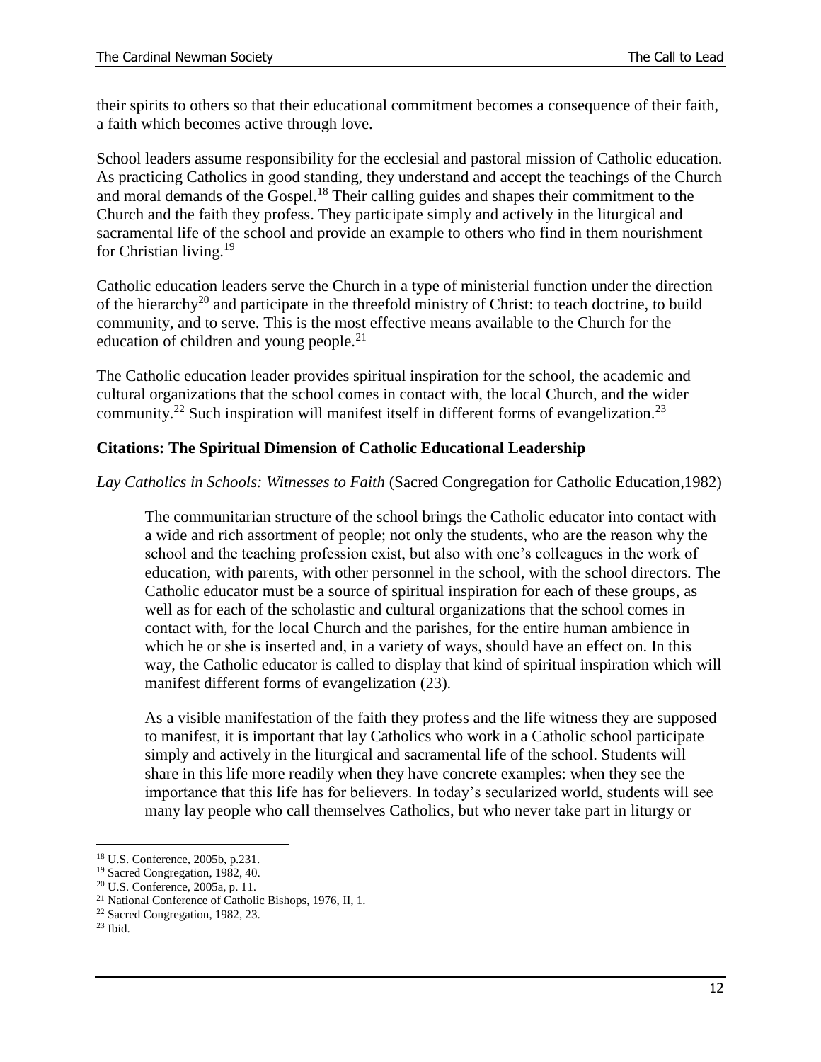their spirits to others so that their educational commitment becomes a consequence of their faith, a faith which becomes active through love.

School leaders assume responsibility for the ecclesial and pastoral mission of Catholic education. As practicing Catholics in good standing, they understand and accept the teachings of the Church and moral demands of the Gospel.[18] Their calling guides and shapes their commitment to the Church and the faith they profess. They participate simply and actively in the liturgical and sacramental life of the school and provide an example to others who find in them nourishment for Christian living.[19]

Catholic education leaders serve the Church in a type of ministerial function under the direction of the hierarchy[20] and participate in the threefold ministry of Christ: to teach doctrine, to build community, and to serve. This is the most effective means available to the Church for the education of children and young people.[21]

The Catholic education leader provides spiritual inspiration for the school, the academic and cultural organizations that the school comes in contact with, the local Church, and the wider community.[22] Such inspiration will manifest itself in different forms of evangelization.[23]

**Citations: The Spiritual Dimension of Catholic Educational Leadership**

*Lay Catholics in Schools: Witnesses to Faith* (Sacred Congregation for Catholic Education,1982)

> The communitarian structure of the school brings the Catholic educator into contact with a wide and rich assortment of people; not only the students, who are the reason why the school and the teaching profession exist, but also with one's colleagues in the work of education, with parents, with other personnel in the school, with the school directors. The Catholic educator must be a source of spiritual inspiration for each of these groups, as well as for each of the scholastic and cultural organizations that the school comes in contact with, for the local Church and the parishes, for the entire human ambience in which he or she is inserted and, in a variety of ways, should have an effect on. In this way, the Catholic educator is called to display that kind of spiritual inspiration which will manifest different forms of evangelization (23).
>
> As a visible manifestation of the faith they profess and the life witness they are supposed to manifest, it is important that lay Catholics who work in a Catholic school participate simply and actively in the liturgical and sacramental life of the school. Students will share in this life more readily when they have concrete examples: when they see the importance that this life has for believers. In today's secularized world, students will see many lay people who call themselves Catholics, but who never take part in liturgy or

---

[18] U.S. Conference, 2005b, p.231.

[19] Sacred Congregation, 1982, 40.

[20] U.S. Conference, 2005a, p. 11.

[21] National Conference of Catholic Bishops, 1976, II, 1.

[22] Sacred Congregation, 1982, 23.

[23] Ibid.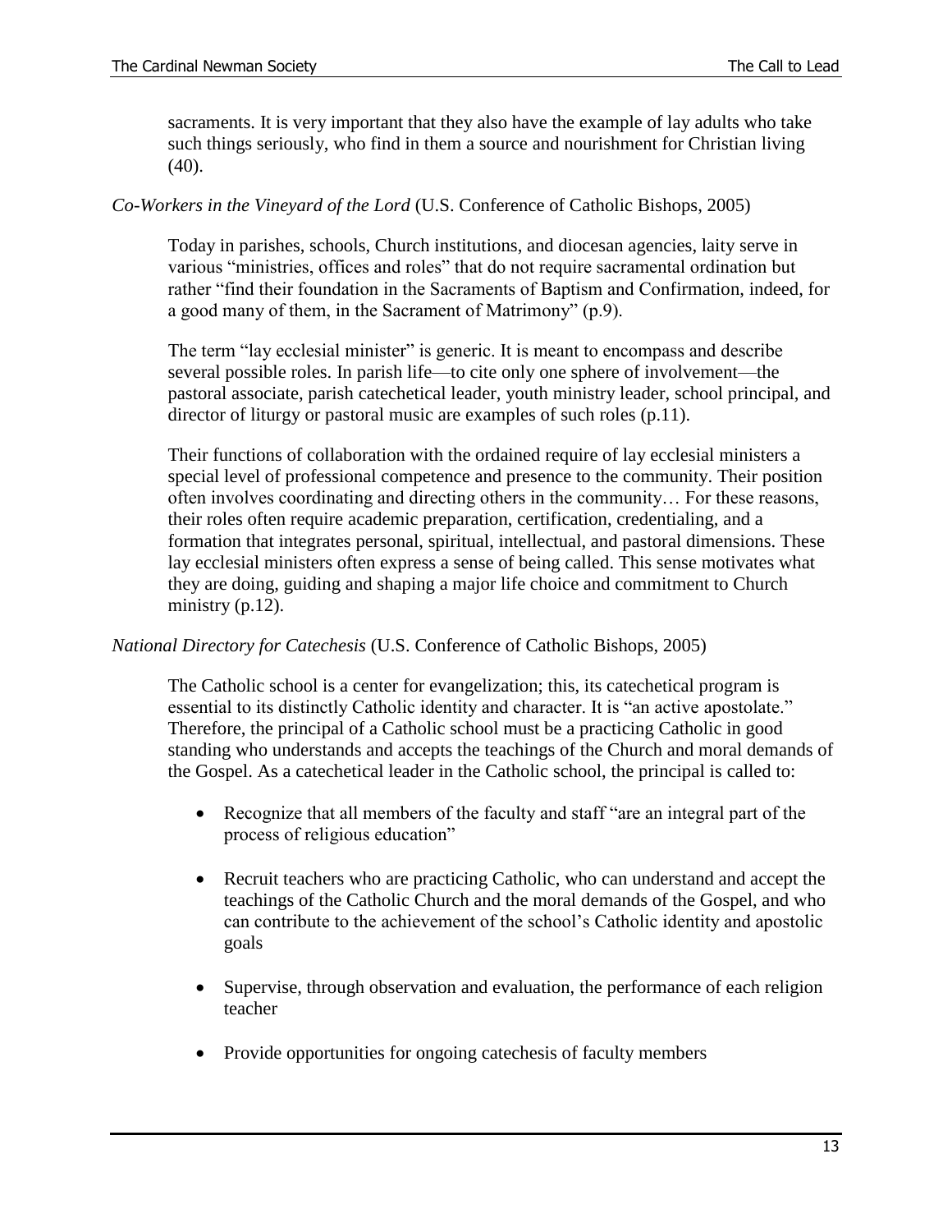sacraments. It is very important that they also have the example of lay adults who take such things seriously, who find in them a source and nourishment for Christian living (40).

*Co-Workers in the Vineyard of the Lord* (U.S. Conference of Catholic Bishops, 2005)

> Today in parishes, schools, Church institutions, and diocesan agencies, laity serve in various "ministries, offices and roles" that do not require sacramental ordination but rather "find their foundation in the Sacraments of Baptism and Confirmation, indeed, for a good many of them, in the Sacrament of Matrimony" (p.9).
>
> The term "lay ecclesial minister" is generic. It is meant to encompass and describe several possible roles. In parish life—to cite only one sphere of involvement—the pastoral associate, parish catechetical leader, youth ministry leader, school principal, and director of liturgy or pastoral music are examples of such roles (p.11).
>
> Their functions of collaboration with the ordained require of lay ecclesial ministers a special level of professional competence and presence to the community. Their position often involves coordinating and directing others in the community… For these reasons, their roles often require academic preparation, certification, credentialing, and a formation that integrates personal, spiritual, intellectual, and pastoral dimensions. These lay ecclesial ministers often express a sense of being called. This sense motivates what they are doing, guiding and shaping a major life choice and commitment to Church ministry (p.12).

*National Directory for Catechesis* (U.S. Conference of Catholic Bishops, 2005)

> The Catholic school is a center for evangelization; this, its catechetical program is essential to its distinctly Catholic identity and character. It is "an active apostolate." Therefore, the principal of a Catholic school must be a practicing Catholic in good standing who understands and accepts the teachings of the Church and moral demands of the Gospel. As a catechetical leader in the Catholic school, the principal is called to:
>
> - Recognize that all members of the faculty and staff "are an integral part of the process of religious education"
> - Recruit teachers who are practicing Catholic, who can understand and accept the teachings of the Catholic Church and the moral demands of the Gospel, and who can contribute to the achievement of the school's Catholic identity and apostolic goals
> - Supervise, through observation and evaluation, the performance of each religion teacher
> - Provide opportunities for ongoing catechesis of faculty members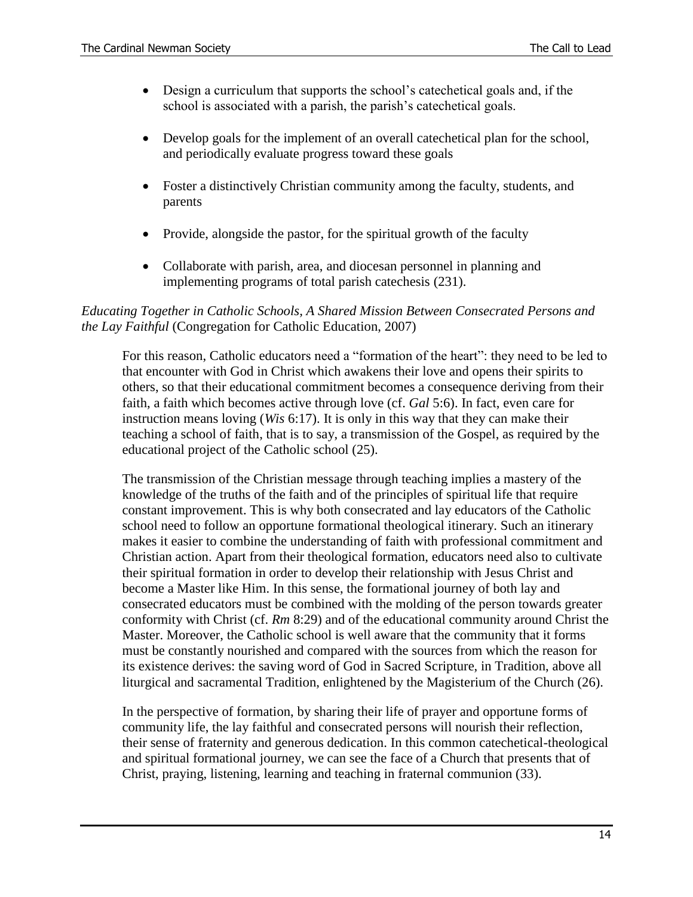- Design a curriculum that supports the school's catechetical goals and, if the school is associated with a parish, the parish's catechetical goals.
- Develop goals for the implement of an overall catechetical plan for the school, and periodically evaluate progress toward these goals
- Foster a distinctively Christian community among the faculty, students, and parents
- Provide, alongside the pastor, for the spiritual growth of the faculty
- Collaborate with parish, area, and diocesan personnel in planning and implementing programs of total parish catechesis (231).

*Educating Together in Catholic Schools, A Shared Mission Between Consecrated Persons and the Lay Faithful* (Congregation for Catholic Education, 2007)

> For this reason, Catholic educators need a "formation of the heart": they need to be led to that encounter with God in Christ which awakens their love and opens their spirits to others, so that their educational commitment becomes a consequence deriving from their faith, a faith which becomes active through love (cf. *Gal* 5:6). In fact, even care for instruction means loving (*Wis* 6:17). It is only in this way that they can make their teaching a school of faith, that is to say, a transmission of the Gospel, as required by the educational project of the Catholic school (25).
>
> The transmission of the Christian message through teaching implies a mastery of the knowledge of the truths of the faith and of the principles of spiritual life that require constant improvement. This is why both consecrated and lay educators of the Catholic school need to follow an opportune formational theological itinerary. Such an itinerary makes it easier to combine the understanding of faith with professional commitment and Christian action. Apart from their theological formation, educators need also to cultivate their spiritual formation in order to develop their relationship with Jesus Christ and become a Master like Him. In this sense, the formational journey of both lay and consecrated educators must be combined with the molding of the person towards greater conformity with Christ (cf. *Rm* 8:29) and of the educational community around Christ the Master. Moreover, the Catholic school is well aware that the community that it forms must be constantly nourished and compared with the sources from which the reason for its existence derives: the saving word of God in Sacred Scripture, in Tradition, above all liturgical and sacramental Tradition, enlightened by the Magisterium of the Church (26).
>
> In the perspective of formation, by sharing their life of prayer and opportune forms of community life, the lay faithful and consecrated persons will nourish their reflection, their sense of fraternity and generous dedication. In this common catechetical-theological and spiritual formational journey, we can see the face of a Church that presents that of Christ, praying, listening, learning and teaching in fraternal communion (33).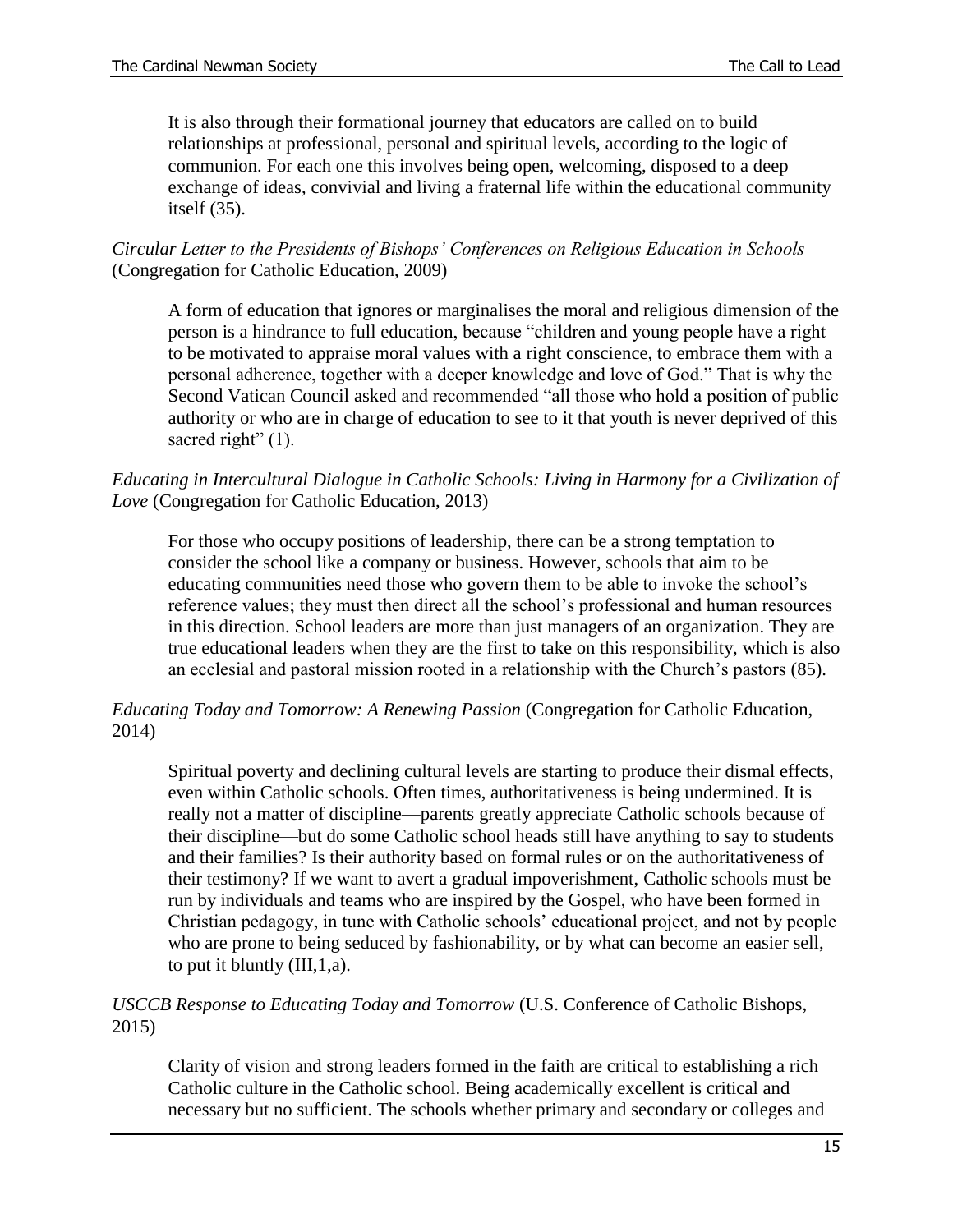> It is also through their formational journey that educators are called on to build relationships at professional, personal and spiritual levels, according to the logic of communion. For each one this involves being open, welcoming, disposed to a deep exchange of ideas, convivial and living a fraternal life within the educational community itself (35).

*Circular Letter to the Presidents of Bishops' Conferences on Religious Education in Schools* (Congregation for Catholic Education, 2009)

> A form of education that ignores or marginalises the moral and religious dimension of the person is a hindrance to full education, because "children and young people have a right to be motivated to appraise moral values with a right conscience, to embrace them with a personal adherence, together with a deeper knowledge and love of God." That is why the Second Vatican Council asked and recommended "all those who hold a position of public authority or who are in charge of education to see to it that youth is never deprived of this sacred right" (1).

*Educating in Intercultural Dialogue in Catholic Schools: Living in Harmony for a Civilization of Love* (Congregation for Catholic Education, 2013)

> For those who occupy positions of leadership, there can be a strong temptation to consider the school like a company or business. However, schools that aim to be educating communities need those who govern them to be able to invoke the school's reference values; they must then direct all the school's professional and human resources in this direction. School leaders are more than just managers of an organization. They are true educational leaders when they are the first to take on this responsibility, which is also an ecclesial and pastoral mission rooted in a relationship with the Church's pastors (85).

*Educating Today and Tomorrow: A Renewing Passion* (Congregation for Catholic Education, 2014)

> Spiritual poverty and declining cultural levels are starting to produce their dismal effects, even within Catholic schools. Often times, authoritativeness is being undermined. It is really not a matter of discipline—parents greatly appreciate Catholic schools because of their discipline—but do some Catholic school heads still have anything to say to students and their families? Is their authority based on formal rules or on the authoritativeness of their testimony? If we want to avert a gradual impoverishment, Catholic schools must be run by individuals and teams who are inspired by the Gospel, who have been formed in Christian pedagogy, in tune with Catholic schools' educational project, and not by people who are prone to being seduced by fashionability, or by what can become an easier sell, to put it bluntly (III,1,a).

*USCCB Response to Educating Today and Tomorrow* (U.S. Conference of Catholic Bishops, 2015)

> Clarity of vision and strong leaders formed in the faith are critical to establishing a rich Catholic culture in the Catholic school. Being academically excellent is critical and necessary but no sufficient. The schools whether primary and secondary or colleges and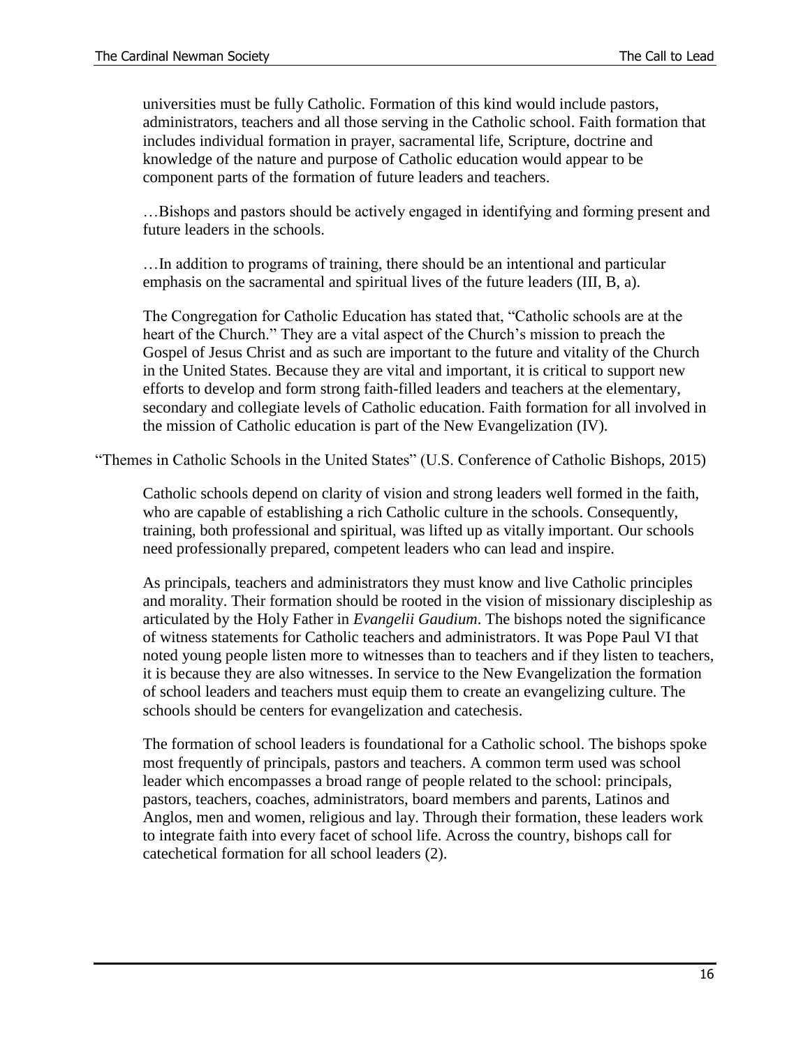universities must be fully Catholic. Formation of this kind would include pastors, administrators, teachers and all those serving in the Catholic school. Faith formation that includes individual formation in prayer, sacramental life, Scripture, doctrine and knowledge of the nature and purpose of Catholic education would appear to be component parts of the formation of future leaders and teachers.

> …Bishops and pastors should be actively engaged in identifying and forming present and future leaders in the schools.
>
> …In addition to programs of training, there should be an intentional and particular emphasis on the sacramental and spiritual lives of the future leaders (III, B, a).
>
> The Congregation for Catholic Education has stated that, "Catholic schools are at the heart of the Church." They are a vital aspect of the Church's mission to preach the Gospel of Jesus Christ and as such are important to the future and vitality of the Church in the United States. Because they are vital and important, it is critical to support new efforts to develop and form strong faith-filled leaders and teachers at the elementary, secondary and collegiate levels of Catholic education. Faith formation for all involved in the mission of Catholic education is part of the New Evangelization (IV).

"Themes in Catholic Schools in the United States" (U.S. Conference of Catholic Bishops, 2015)

> Catholic schools depend on clarity of vision and strong leaders well formed in the faith, who are capable of establishing a rich Catholic culture in the schools. Consequently, training, both professional and spiritual, was lifted up as vitally important. Our schools need professionally prepared, competent leaders who can lead and inspire.
>
> As principals, teachers and administrators they must know and live Catholic principles and morality. Their formation should be rooted in the vision of missionary discipleship as articulated by the Holy Father in *Evangelii Gaudium*. The bishops noted the significance of witness statements for Catholic teachers and administrators. It was Pope Paul VI that noted young people listen more to witnesses than to teachers and if they listen to teachers, it is because they are also witnesses. In service to the New Evangelization the formation of school leaders and teachers must equip them to create an evangelizing culture. The schools should be centers for evangelization and catechesis.
>
> The formation of school leaders is foundational for a Catholic school. The bishops spoke most frequently of principals, pastors and teachers. A common term used was school leader which encompasses a broad range of people related to the school: principals, pastors, teachers, coaches, administrators, board members and parents, Latinos and Anglos, men and women, religious and lay. Through their formation, these leaders work to integrate faith into every facet of school life. Across the country, bishops call for catechetical formation for all school leaders (2).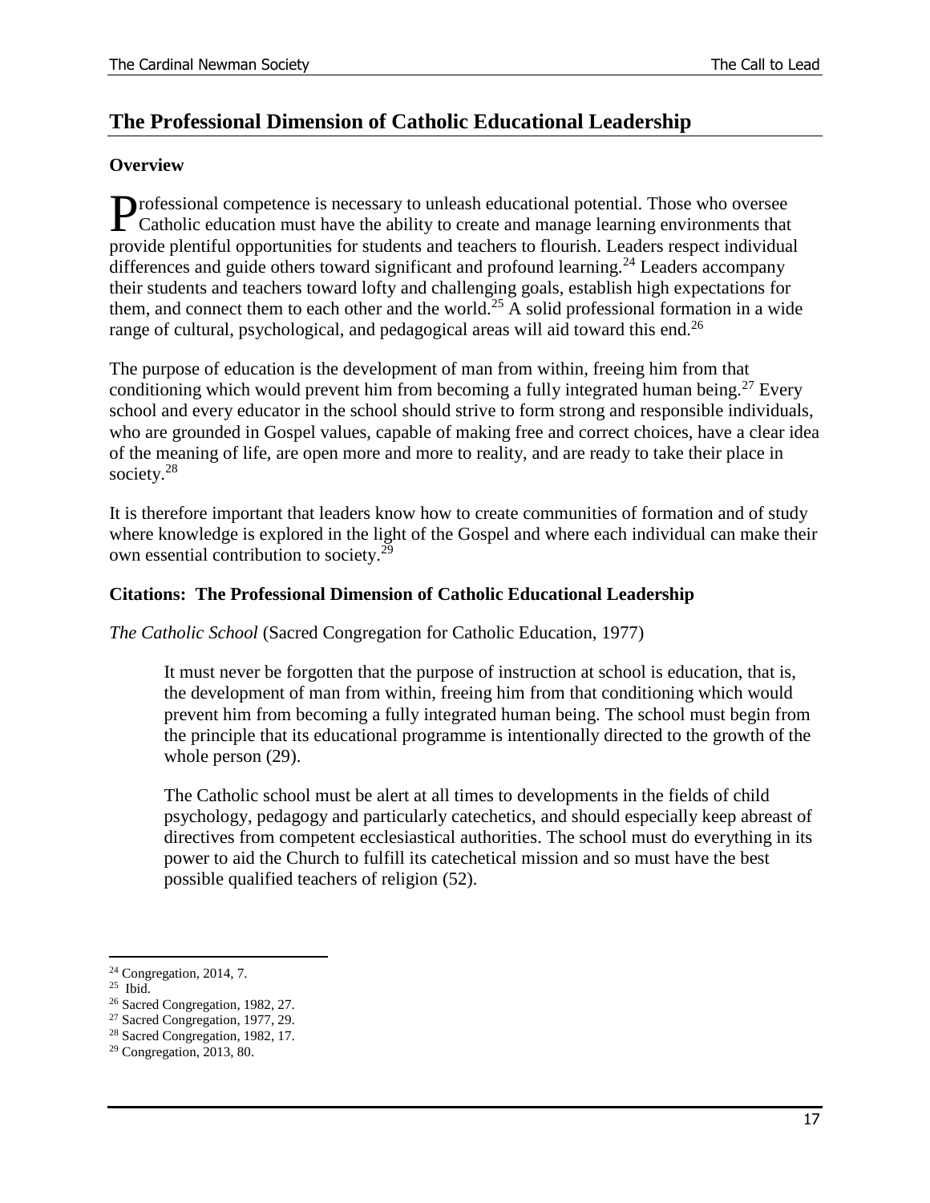## The Professional Dimension of Catholic Educational Leadership

**Overview**

Professional competence is necessary to unleash educational potential. Those who oversee Catholic education must have the ability to create and manage learning environments that provide plentiful opportunities for students and teachers to flourish. Leaders respect individual differences and guide others toward significant and profound learning.[24] Leaders accompany their students and teachers toward lofty and challenging goals, establish high expectations for them, and connect them to each other and the world.[25] A solid professional formation in a wide range of cultural, psychological, and pedagogical areas will aid toward this end.[26]

The purpose of education is the development of man from within, freeing him from that conditioning which would prevent him from becoming a fully integrated human being.[27] Every school and every educator in the school should strive to form strong and responsible individuals, who are grounded in Gospel values, capable of making free and correct choices, have a clear idea of the meaning of life, are open more and more to reality, and are ready to take their place in society.[28]

It is therefore important that leaders know how to create communities of formation and of study where knowledge is explored in the light of the Gospel and where each individual can make their own essential contribution to society.[29]

**Citations: The Professional Dimension of Catholic Educational Leadership**

*The Catholic School* (Sacred Congregation for Catholic Education, 1977)

> It must never be forgotten that the purpose of instruction at school is education, that is, the development of man from within, freeing him from that conditioning which would prevent him from becoming a fully integrated human being. The school must begin from the principle that its educational programme is intentionally directed to the growth of the whole person (29).
>
> The Catholic school must be alert at all times to developments in the fields of child psychology, pedagogy and particularly catechetics, and should especially keep abreast of directives from competent ecclesiastical authorities. The school must do everything in its power to aid the Church to fulfill its catechetical mission and so must have the best possible qualified teachers of religion (52).

---

[24] Congregation, 2014, 7.
[25] Ibid.
[26] Sacred Congregation, 1982, 27.
[27] Sacred Congregation, 1977, 29.
[28] Sacred Congregation, 1982, 17.
[29] Congregation, 2013, 80.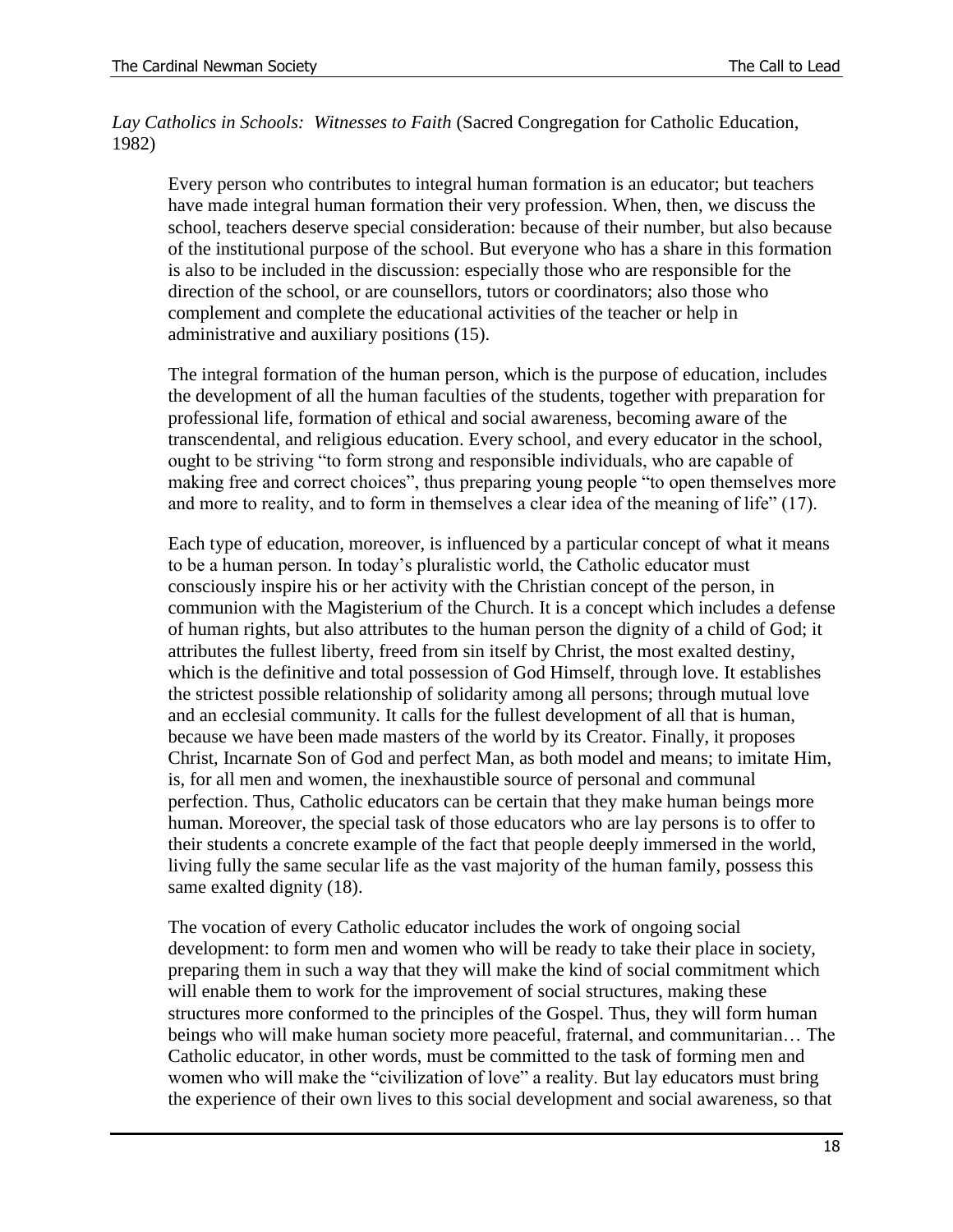*Lay Catholics in Schools: Witnesses to Faith* (Sacred Congregation for Catholic Education, 1982)

> Every person who contributes to integral human formation is an educator; but teachers have made integral human formation their very profession. When, then, we discuss the school, teachers deserve special consideration: because of their number, but also because of the institutional purpose of the school. But everyone who has a share in this formation is also to be included in the discussion: especially those who are responsible for the direction of the school, or are counsellors, tutors or coordinators; also those who complement and complete the educational activities of the teacher or help in administrative and auxiliary positions (15).
>
> The integral formation of the human person, which is the purpose of education, includes the development of all the human faculties of the students, together with preparation for professional life, formation of ethical and social awareness, becoming aware of the transcendental, and religious education. Every school, and every educator in the school, ought to be striving "to form strong and responsible individuals, who are capable of making free and correct choices", thus preparing young people "to open themselves more and more to reality, and to form in themselves a clear idea of the meaning of life" (17).
>
> Each type of education, moreover, is influenced by a particular concept of what it means to be a human person. In today's pluralistic world, the Catholic educator must consciously inspire his or her activity with the Christian concept of the person, in communion with the Magisterium of the Church. It is a concept which includes a defense of human rights, but also attributes to the human person the dignity of a child of God; it attributes the fullest liberty, freed from sin itself by Christ, the most exalted destiny, which is the definitive and total possession of God Himself, through love. It establishes the strictest possible relationship of solidarity among all persons; through mutual love and an ecclesial community. It calls for the fullest development of all that is human, because we have been made masters of the world by its Creator. Finally, it proposes Christ, Incarnate Son of God and perfect Man, as both model and means; to imitate Him, is, for all men and women, the inexhaustible source of personal and communal perfection. Thus, Catholic educators can be certain that they make human beings more human. Moreover, the special task of those educators who are lay persons is to offer to their students a concrete example of the fact that people deeply immersed in the world, living fully the same secular life as the vast majority of the human family, possess this same exalted dignity (18).
>
> The vocation of every Catholic educator includes the work of ongoing social development: to form men and women who will be ready to take their place in society, preparing them in such a way that they will make the kind of social commitment which will enable them to work for the improvement of social structures, making these structures more conformed to the principles of the Gospel. Thus, they will form human beings who will make human society more peaceful, fraternal, and communitarian… The Catholic educator, in other words, must be committed to the task of forming men and women who will make the "civilization of love" a reality. But lay educators must bring the experience of their own lives to this social development and social awareness, so that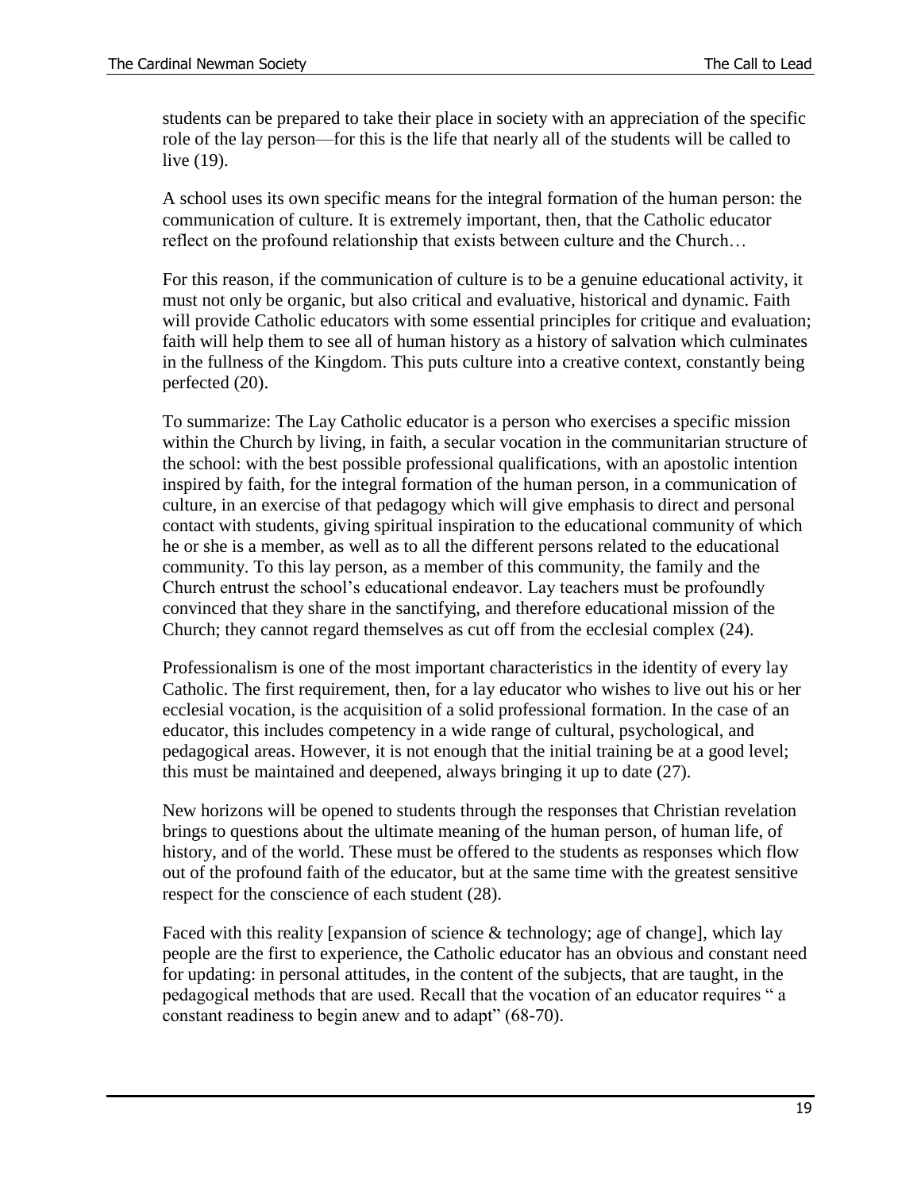students can be prepared to take their place in society with an appreciation of the specific role of the lay person—for this is the life that nearly all of the students will be called to live (19).

A school uses its own specific means for the integral formation of the human person: the communication of culture. It is extremely important, then, that the Catholic educator reflect on the profound relationship that exists between culture and the Church…

For this reason, if the communication of culture is to be a genuine educational activity, it must not only be organic, but also critical and evaluative, historical and dynamic. Faith will provide Catholic educators with some essential principles for critique and evaluation; faith will help them to see all of human history as a history of salvation which culminates in the fullness of the Kingdom. This puts culture into a creative context, constantly being perfected (20).

To summarize: The Lay Catholic educator is a person who exercises a specific mission within the Church by living, in faith, a secular vocation in the communitarian structure of the school: with the best possible professional qualifications, with an apostolic intention inspired by faith, for the integral formation of the human person, in a communication of culture, in an exercise of that pedagogy which will give emphasis to direct and personal contact with students, giving spiritual inspiration to the educational community of which he or she is a member, as well as to all the different persons related to the educational community. To this lay person, as a member of this community, the family and the Church entrust the school's educational endeavor. Lay teachers must be profoundly convinced that they share in the sanctifying, and therefore educational mission of the Church; they cannot regard themselves as cut off from the ecclesial complex (24).

Professionalism is one of the most important characteristics in the identity of every lay Catholic. The first requirement, then, for a lay educator who wishes to live out his or her ecclesial vocation, is the acquisition of a solid professional formation. In the case of an educator, this includes competency in a wide range of cultural, psychological, and pedagogical areas. However, it is not enough that the initial training be at a good level; this must be maintained and deepened, always bringing it up to date (27).

New horizons will be opened to students through the responses that Christian revelation brings to questions about the ultimate meaning of the human person, of human life, of history, and of the world. These must be offered to the students as responses which flow out of the profound faith of the educator, but at the same time with the greatest sensitive respect for the conscience of each student (28).

Faced with this reality [expansion of science & technology; age of change], which lay people are the first to experience, the Catholic educator has an obvious and constant need for updating: in personal attitudes, in the content of the subjects, that are taught, in the pedagogical methods that are used. Recall that the vocation of an educator requires " a constant readiness to begin anew and to adapt" (68-70).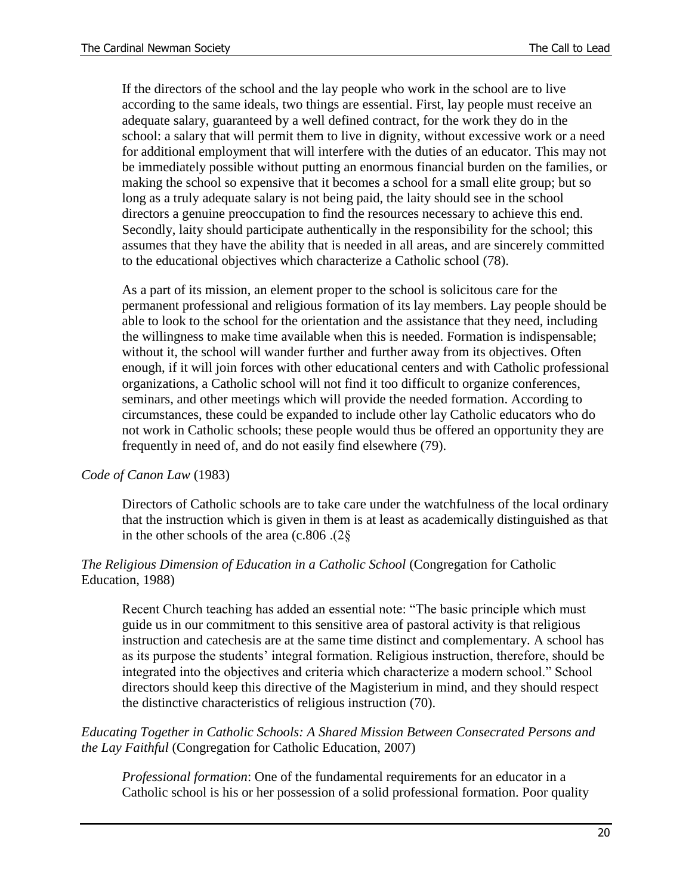> If the directors of the school and the lay people who work in the school are to live according to the same ideals, two things are essential. First, lay people must receive an adequate salary, guaranteed by a well defined contract, for the work they do in the school: a salary that will permit them to live in dignity, without excessive work or a need for additional employment that will interfere with the duties of an educator. This may not be immediately possible without putting an enormous financial burden on the families, or making the school so expensive that it becomes a school for a small elite group; but so long as a truly adequate salary is not being paid, the laity should see in the school directors a genuine preoccupation to find the resources necessary to achieve this end. Secondly, laity should participate authentically in the responsibility for the school; this assumes that they have the ability that is needed in all areas, and are sincerely committed to the educational objectives which characterize a Catholic school (78).

> As a part of its mission, an element proper to the school is solicitous care for the permanent professional and religious formation of its lay members. Lay people should be able to look to the school for the orientation and the assistance that they need, including the willingness to make time available when this is needed. Formation is indispensable; without it, the school will wander further and further away from its objectives. Often enough, if it will join forces with other educational centers and with Catholic professional organizations, a Catholic school will not find it too difficult to organize conferences, seminars, and other meetings which will provide the needed formation. According to circumstances, these could be expanded to include other lay Catholic educators who do not work in Catholic schools; these people would thus be offered an opportunity they are frequently in need of, and do not easily find elsewhere (79).

*Code of Canon Law* (1983)

> Directors of Catholic schools are to take care under the watchfulness of the local ordinary that the instruction which is given in them is at least as academically distinguished as that in the other schools of the area (c.806 .(2§

*The Religious Dimension of Education in a Catholic School* (Congregation for Catholic Education, 1988)

> Recent Church teaching has added an essential note: "The basic principle which must guide us in our commitment to this sensitive area of pastoral activity is that religious instruction and catechesis are at the same time distinct and complementary. A school has as its purpose the students' integral formation. Religious instruction, therefore, should be integrated into the objectives and criteria which characterize a modern school." School directors should keep this directive of the Magisterium in mind, and they should respect the distinctive characteristics of religious instruction (70).

*Educating Together in Catholic Schools: A Shared Mission Between Consecrated Persons and the Lay Faithful* (Congregation for Catholic Education, 2007)

> *Professional formation*: One of the fundamental requirements for an educator in a Catholic school is his or her possession of a solid professional formation. Poor quality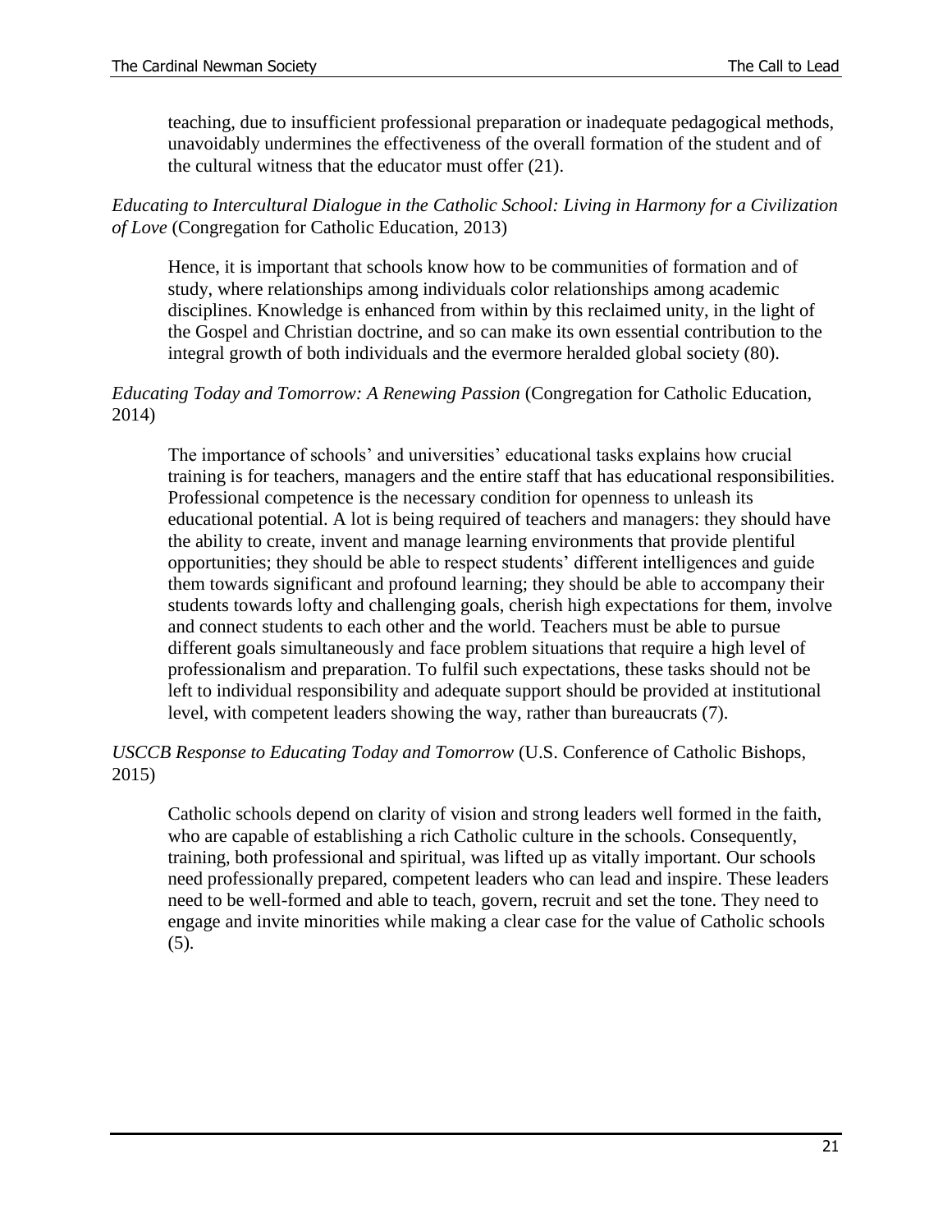> teaching, due to insufficient professional preparation or inadequate pedagogical methods, unavoidably undermines the effectiveness of the overall formation of the student and of the cultural witness that the educator must offer (21).

*Educating to Intercultural Dialogue in the Catholic School: Living in Harmony for a Civilization of Love* (Congregation for Catholic Education, 2013)

> Hence, it is important that schools know how to be communities of formation and of study, where relationships among individuals color relationships among academic disciplines. Knowledge is enhanced from within by this reclaimed unity, in the light of the Gospel and Christian doctrine, and so can make its own essential contribution to the integral growth of both individuals and the evermore heralded global society (80).

*Educating Today and Tomorrow: A Renewing Passion* (Congregation for Catholic Education, 2014)

> The importance of schools' and universities' educational tasks explains how crucial training is for teachers, managers and the entire staff that has educational responsibilities. Professional competence is the necessary condition for openness to unleash its educational potential. A lot is being required of teachers and managers: they should have the ability to create, invent and manage learning environments that provide plentiful opportunities; they should be able to respect students' different intelligences and guide them towards significant and profound learning; they should be able to accompany their students towards lofty and challenging goals, cherish high expectations for them, involve and connect students to each other and the world. Teachers must be able to pursue different goals simultaneously and face problem situations that require a high level of professionalism and preparation. To fulfil such expectations, these tasks should not be left to individual responsibility and adequate support should be provided at institutional level, with competent leaders showing the way, rather than bureaucrats (7).

*USCCB Response to Educating Today and Tomorrow* (U.S. Conference of Catholic Bishops, 2015)

> Catholic schools depend on clarity of vision and strong leaders well formed in the faith, who are capable of establishing a rich Catholic culture in the schools. Consequently, training, both professional and spiritual, was lifted up as vitally important. Our schools need professionally prepared, competent leaders who can lead and inspire. These leaders need to be well-formed and able to teach, govern, recruit and set the tone. They need to engage and invite minorities while making a clear case for the value of Catholic schools (5).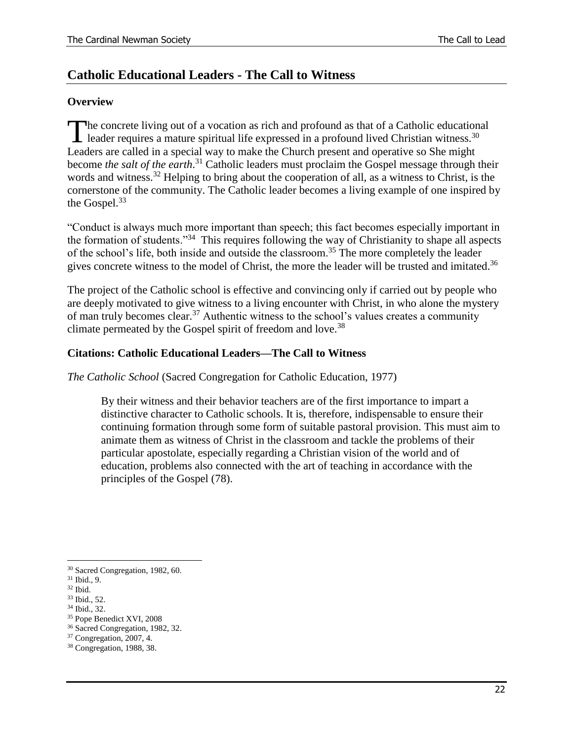## Catholic Educational Leaders - The Call to Witness

### Overview

The concrete living out of a vocation as rich and profound as that of a Catholic educational leader requires a mature spiritual life expressed in a profound lived Christian witness.[30] Leaders are called in a special way to make the Church present and operative so She might become *the salt of the earth*.[31] Catholic leaders must proclaim the Gospel message through their words and witness.[32] Helping to bring about the cooperation of all, as a witness to Christ, is the cornerstone of the community. The Catholic leader becomes a living example of one inspired by the Gospel.[33]

"Conduct is always much more important than speech; this fact becomes especially important in the formation of students."[34] This requires following the way of Christianity to shape all aspects of the school's life, both inside and outside the classroom.[35] The more completely the leader gives concrete witness to the model of Christ, the more the leader will be trusted and imitated.[36]

The project of the Catholic school is effective and convincing only if carried out by people who are deeply motivated to give witness to a living encounter with Christ, in who alone the mystery of man truly becomes clear.[37] Authentic witness to the school's values creates a community climate permeated by the Gospel spirit of freedom and love.[38]

### Citations: Catholic Educational Leaders—The Call to Witness

*The Catholic School* (Sacred Congregation for Catholic Education, 1977)

> By their witness and their behavior teachers are of the first importance to impart a distinctive character to Catholic schools. It is, therefore, indispensable to ensure their continuing formation through some form of suitable pastoral provision. This must aim to animate them as witness of Christ in the classroom and tackle the problems of their particular apostolate, especially regarding a Christian vision of the world and of education, problems also connected with the art of teaching in accordance with the principles of the Gospel (78).

---

[30] Sacred Congregation, 1982, 60.
[31] Ibid., 9.
[32] Ibid.
[33] Ibid., 52.
[34] Ibid., 32.
[35] Pope Benedict XVI, 2008
[36] Sacred Congregation, 1982, 32.
[37] Congregation, 2007, 4.
[38] Congregation, 1988, 38.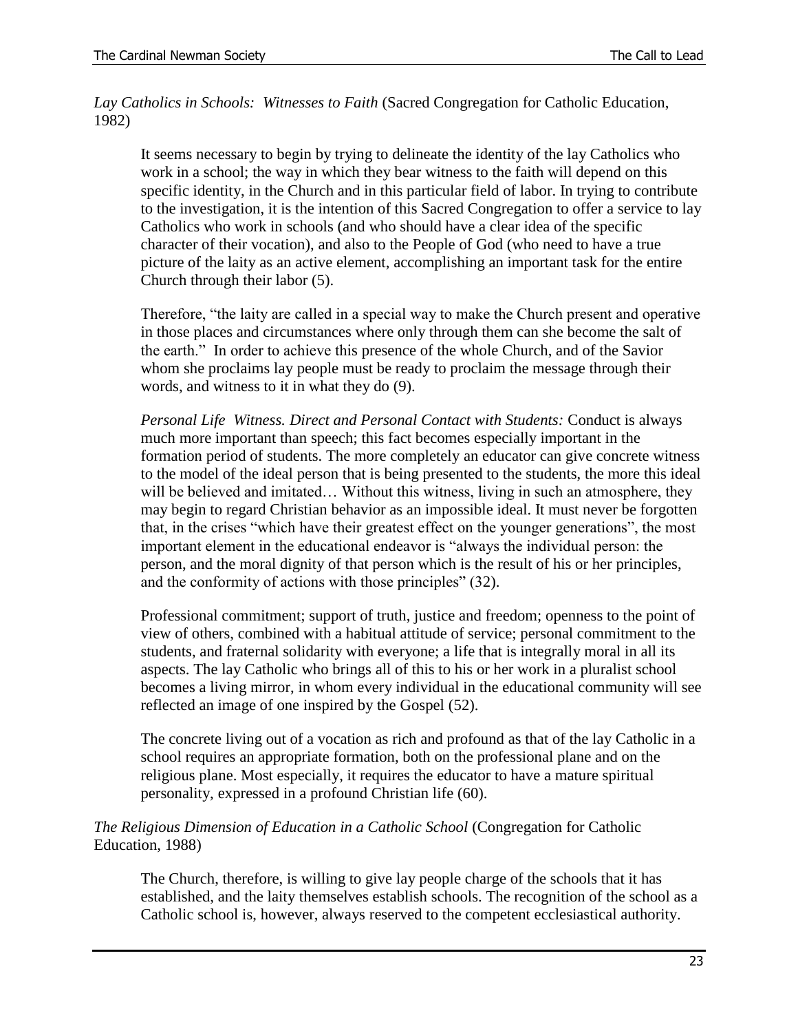*Lay Catholics in Schools: Witnesses to Faith* (Sacred Congregation for Catholic Education, 1982)

> It seems necessary to begin by trying to delineate the identity of the lay Catholics who work in a school; the way in which they bear witness to the faith will depend on this specific identity, in the Church and in this particular field of labor. In trying to contribute to the investigation, it is the intention of this Sacred Congregation to offer a service to lay Catholics who work in schools (and who should have a clear idea of the specific character of their vocation), and also to the People of God (who need to have a true picture of the laity as an active element, accomplishing an important task for the entire Church through their labor (5).
>
> Therefore, "the laity are called in a special way to make the Church present and operative in those places and circumstances where only through them can she become the salt of the earth." In order to achieve this presence of the whole Church, and of the Savior whom she proclaims lay people must be ready to proclaim the message through their words, and witness to it in what they do (9).
>
> *Personal Life Witness. Direct and Personal Contact with Students:* Conduct is always much more important than speech; this fact becomes especially important in the formation period of students. The more completely an educator can give concrete witness to the model of the ideal person that is being presented to the students, the more this ideal will be believed and imitated… Without this witness, living in such an atmosphere, they may begin to regard Christian behavior as an impossible ideal. It must never be forgotten that, in the crises "which have their greatest effect on the younger generations", the most important element in the educational endeavor is "always the individual person: the person, and the moral dignity of that person which is the result of his or her principles, and the conformity of actions with those principles" (32).
>
> Professional commitment; support of truth, justice and freedom; openness to the point of view of others, combined with a habitual attitude of service; personal commitment to the students, and fraternal solidarity with everyone; a life that is integrally moral in all its aspects. The lay Catholic who brings all of this to his or her work in a pluralist school becomes a living mirror, in whom every individual in the educational community will see reflected an image of one inspired by the Gospel (52).
>
> The concrete living out of a vocation as rich and profound as that of the lay Catholic in a school requires an appropriate formation, both on the professional plane and on the religious plane. Most especially, it requires the educator to have a mature spiritual personality, expressed in a profound Christian life (60).

*The Religious Dimension of Education in a Catholic School* (Congregation for Catholic Education, 1988)

> The Church, therefore, is willing to give lay people charge of the schools that it has established, and the laity themselves establish schools. The recognition of the school as a Catholic school is, however, always reserved to the competent ecclesiastical authority.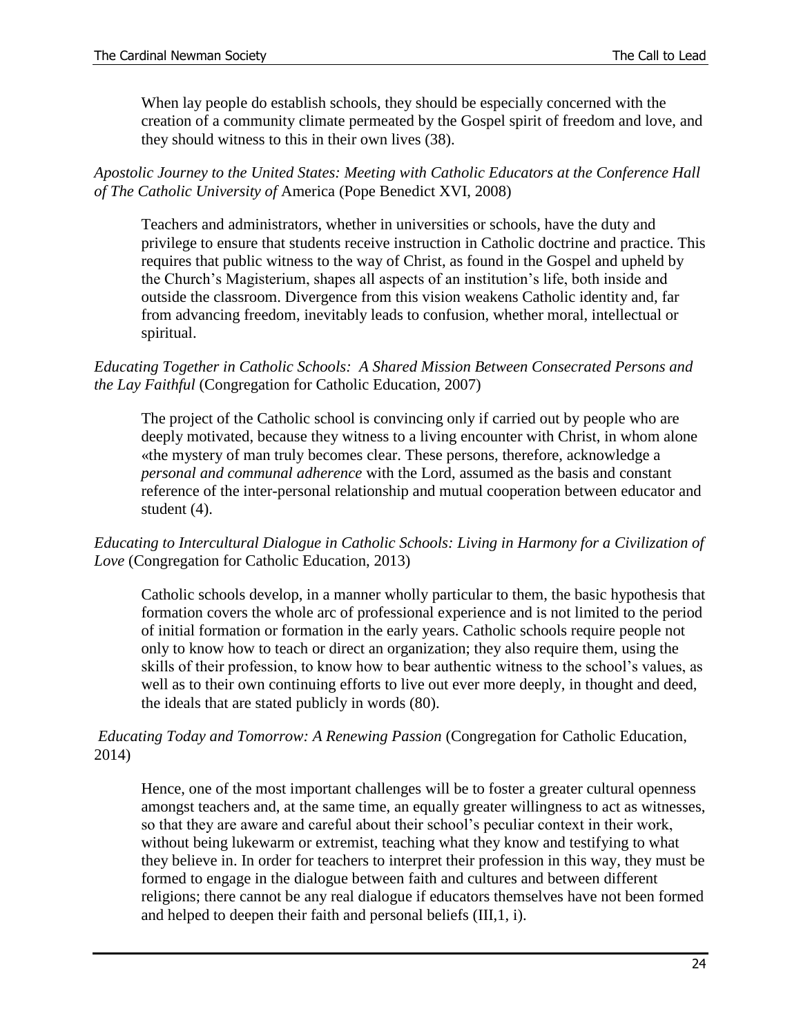When lay people do establish schools, they should be especially concerned with the creation of a community climate permeated by the Gospel spirit of freedom and love, and they should witness to this in their own lives (38).

*Apostolic Journey to the United States: Meeting with Catholic Educators at the Conference Hall of The Catholic University of* America (Pope Benedict XVI, 2008)

> Teachers and administrators, whether in universities or schools, have the duty and privilege to ensure that students receive instruction in Catholic doctrine and practice. This requires that public witness to the way of Christ, as found in the Gospel and upheld by the Church's Magisterium, shapes all aspects of an institution's life, both inside and outside the classroom. Divergence from this vision weakens Catholic identity and, far from advancing freedom, inevitably leads to confusion, whether moral, intellectual or spiritual.

*Educating Together in Catholic Schools: A Shared Mission Between Consecrated Persons and the Lay Faithful* (Congregation for Catholic Education, 2007)

> The project of the Catholic school is convincing only if carried out by people who are deeply motivated, because they witness to a living encounter with Christ, in whom alone «the mystery of man truly becomes clear. These persons, therefore, acknowledge a *personal and communal adherence* with the Lord, assumed as the basis and constant reference of the inter-personal relationship and mutual cooperation between educator and student (4).

*Educating to Intercultural Dialogue in Catholic Schools: Living in Harmony for a Civilization of Love* (Congregation for Catholic Education, 2013)

> Catholic schools develop, in a manner wholly particular to them, the basic hypothesis that formation covers the whole arc of professional experience and is not limited to the period of initial formation or formation in the early years. Catholic schools require people not only to know how to teach or direct an organization; they also require them, using the skills of their profession, to know how to bear authentic witness to the school's values, as well as to their own continuing efforts to live out ever more deeply, in thought and deed, the ideals that are stated publicly in words (80).

*Educating Today and Tomorrow: A Renewing Passion* (Congregation for Catholic Education, 2014)

> Hence, one of the most important challenges will be to foster a greater cultural openness amongst teachers and, at the same time, an equally greater willingness to act as witnesses, so that they are aware and careful about their school's peculiar context in their work, without being lukewarm or extremist, teaching what they know and testifying to what they believe in. In order for teachers to interpret their profession in this way, they must be formed to engage in the dialogue between faith and cultures and between different religions; there cannot be any real dialogue if educators themselves have not been formed and helped to deepen their faith and personal beliefs (III,1, i).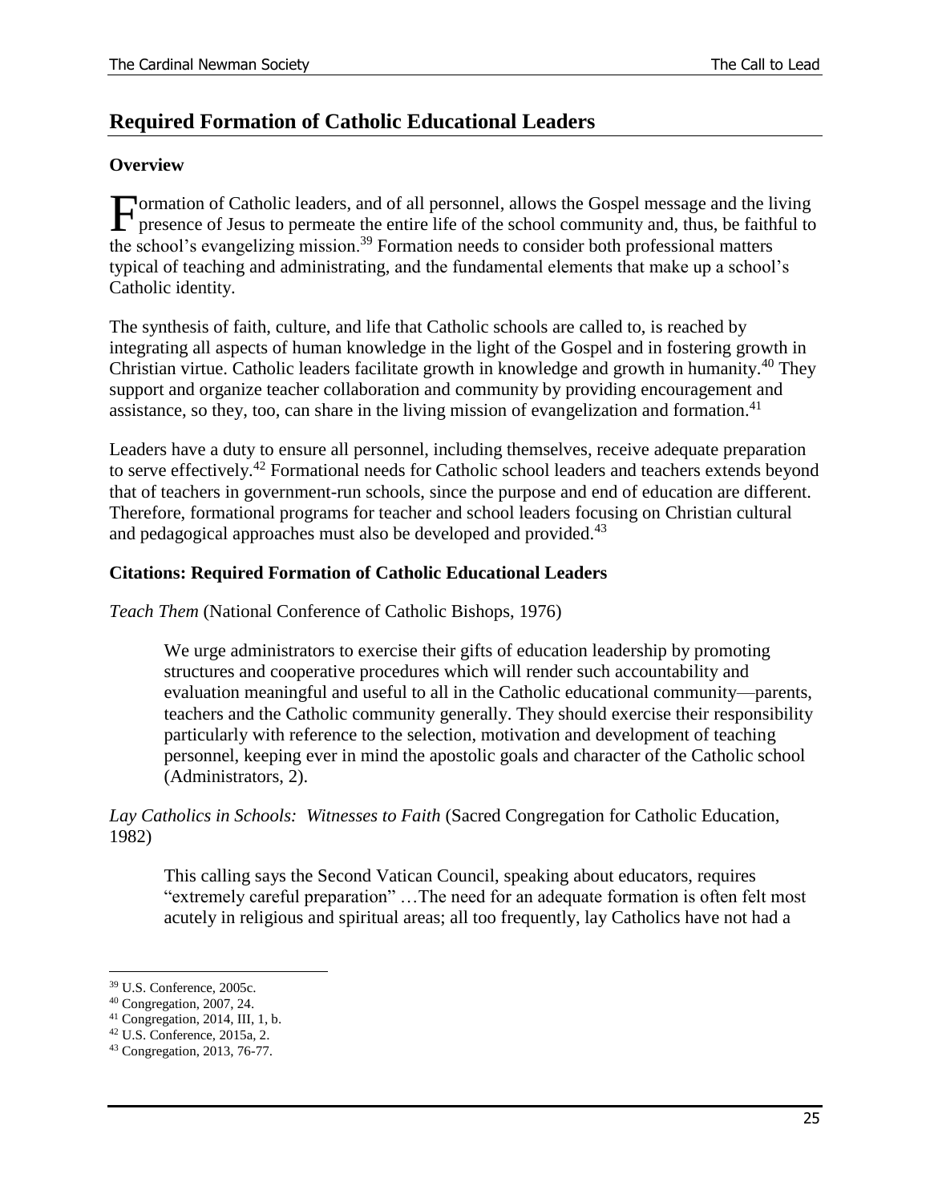## Required Formation of Catholic Educational Leaders

### Overview

Formation of Catholic leaders, and of all personnel, allows the Gospel message and the living presence of Jesus to permeate the entire life of the school community and, thus, be faithful to the school's evangelizing mission.[39] Formation needs to consider both professional matters typical of teaching and administrating, and the fundamental elements that make up a school's Catholic identity.

The synthesis of faith, culture, and life that Catholic schools are called to, is reached by integrating all aspects of human knowledge in the light of the Gospel and in fostering growth in Christian virtue. Catholic leaders facilitate growth in knowledge and growth in humanity.[40] They support and organize teacher collaboration and community by providing encouragement and assistance, so they, too, can share in the living mission of evangelization and formation.[41]

Leaders have a duty to ensure all personnel, including themselves, receive adequate preparation to serve effectively.[42] Formational needs for Catholic school leaders and teachers extends beyond that of teachers in government-run schools, since the purpose and end of education are different. Therefore, formational programs for teacher and school leaders focusing on Christian cultural and pedagogical approaches must also be developed and provided.[43]

### Citations: Required Formation of Catholic Educational Leaders

*Teach Them* (National Conference of Catholic Bishops, 1976)

> We urge administrators to exercise their gifts of education leadership by promoting structures and cooperative procedures which will render such accountability and evaluation meaningful and useful to all in the Catholic educational community—parents, teachers and the Catholic community generally. They should exercise their responsibility particularly with reference to the selection, motivation and development of teaching personnel, keeping ever in mind the apostolic goals and character of the Catholic school (Administrators, 2).

*Lay Catholics in Schools: Witnesses to Faith* (Sacred Congregation for Catholic Education, 1982)

> This calling says the Second Vatican Council, speaking about educators, requires "extremely careful preparation" …The need for an adequate formation is often felt most acutely in religious and spiritual areas; all too frequently, lay Catholics have not had a

---

[39] U.S. Conference, 2005c.
[40] Congregation, 2007, 24.
[41] Congregation, 2014, III, 1, b.
[42] U.S. Conference, 2015a, 2.
[43] Congregation, 2013, 76-77.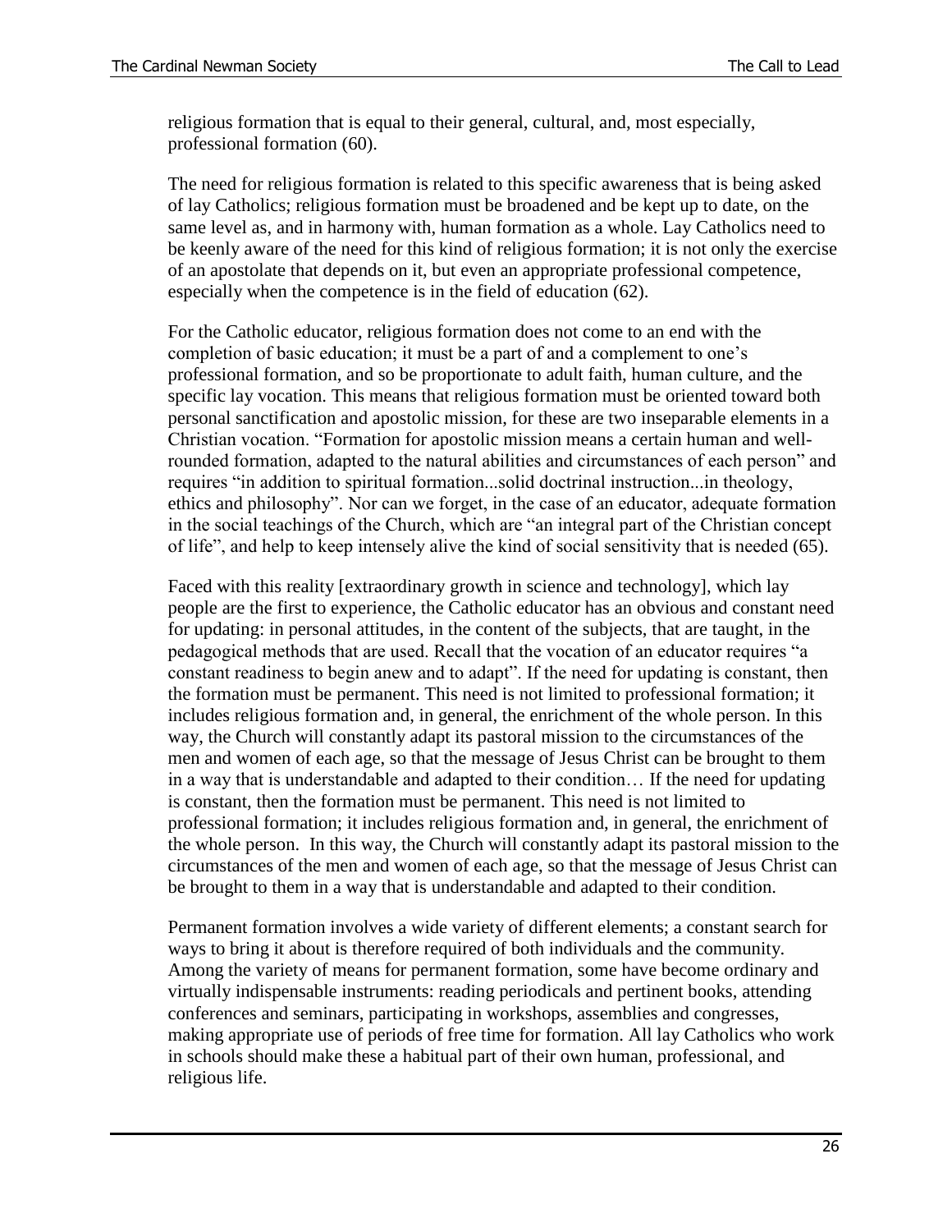religious formation that is equal to their general, cultural, and, most especially, professional formation (60).

The need for religious formation is related to this specific awareness that is being asked of lay Catholics; religious formation must be broadened and be kept up to date, on the same level as, and in harmony with, human formation as a whole. Lay Catholics need to be keenly aware of the need for this kind of religious formation; it is not only the exercise of an apostolate that depends on it, but even an appropriate professional competence, especially when the competence is in the field of education (62).

For the Catholic educator, religious formation does not come to an end with the completion of basic education; it must be a part of and a complement to one's professional formation, and so be proportionate to adult faith, human culture, and the specific lay vocation. This means that religious formation must be oriented toward both personal sanctification and apostolic mission, for these are two inseparable elements in a Christian vocation. "Formation for apostolic mission means a certain human and well-rounded formation, adapted to the natural abilities and circumstances of each person" and requires "in addition to spiritual formation...solid doctrinal instruction...in theology, ethics and philosophy". Nor can we forget, in the case of an educator, adequate formation in the social teachings of the Church, which are "an integral part of the Christian concept of life", and help to keep intensely alive the kind of social sensitivity that is needed (65).

Faced with this reality [extraordinary growth in science and technology], which lay people are the first to experience, the Catholic educator has an obvious and constant need for updating: in personal attitudes, in the content of the subjects, that are taught, in the pedagogical methods that are used. Recall that the vocation of an educator requires "a constant readiness to begin anew and to adapt". If the need for updating is constant, then the formation must be permanent. This need is not limited to professional formation; it includes religious formation and, in general, the enrichment of the whole person. In this way, the Church will constantly adapt its pastoral mission to the circumstances of the men and women of each age, so that the message of Jesus Christ can be brought to them in a way that is understandable and adapted to their condition… If the need for updating is constant, then the formation must be permanent. This need is not limited to professional formation; it includes religious formation and, in general, the enrichment of the whole person. In this way, the Church will constantly adapt its pastoral mission to the circumstances of the men and women of each age, so that the message of Jesus Christ can be brought to them in a way that is understandable and adapted to their condition.

Permanent formation involves a wide variety of different elements; a constant search for ways to bring it about is therefore required of both individuals and the community. Among the variety of means for permanent formation, some have become ordinary and virtually indispensable instruments: reading periodicals and pertinent books, attending conferences and seminars, participating in workshops, assemblies and congresses, making appropriate use of periods of free time for formation. All lay Catholics who work in schools should make these a habitual part of their own human, professional, and religious life.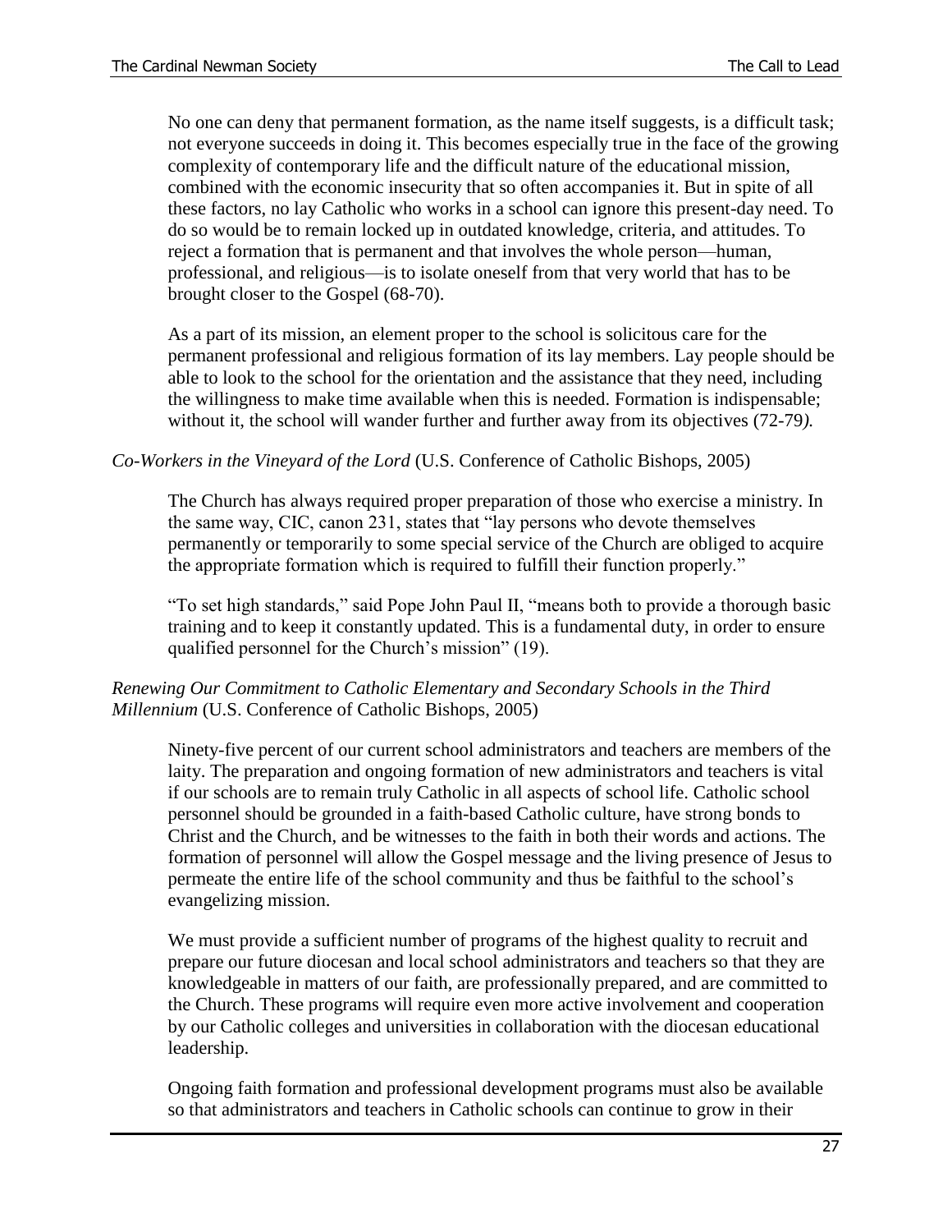No one can deny that permanent formation, as the name itself suggests, is a difficult task; not everyone succeeds in doing it. This becomes especially true in the face of the growing complexity of contemporary life and the difficult nature of the educational mission, combined with the economic insecurity that so often accompanies it. But in spite of all these factors, no lay Catholic who works in a school can ignore this present-day need. To do so would be to remain locked up in outdated knowledge, criteria, and attitudes. To reject a formation that is permanent and that involves the whole person—human, professional, and religious—is to isolate oneself from that very world that has to be brought closer to the Gospel (68-70).

As a part of its mission, an element proper to the school is solicitous care for the permanent professional and religious formation of its lay members. Lay people should be able to look to the school for the orientation and the assistance that they need, including the willingness to make time available when this is needed. Formation is indispensable; without it, the school will wander further and further away from its objectives (72-79*).*

*Co-Workers in the Vineyard of the Lord* (U.S. Conference of Catholic Bishops, 2005)

The Church has always required proper preparation of those who exercise a ministry. In the same way, CIC, canon 231, states that "lay persons who devote themselves permanently or temporarily to some special service of the Church are obliged to acquire the appropriate formation which is required to fulfill their function properly."

"To set high standards," said Pope John Paul II, "means both to provide a thorough basic training and to keep it constantly updated. This is a fundamental duty, in order to ensure qualified personnel for the Church's mission" (19).

*Renewing Our Commitment to Catholic Elementary and Secondary Schools in the Third Millennium* (U.S. Conference of Catholic Bishops, 2005)

Ninety-five percent of our current school administrators and teachers are members of the laity. The preparation and ongoing formation of new administrators and teachers is vital if our schools are to remain truly Catholic in all aspects of school life. Catholic school personnel should be grounded in a faith-based Catholic culture, have strong bonds to Christ and the Church, and be witnesses to the faith in both their words and actions. The formation of personnel will allow the Gospel message and the living presence of Jesus to permeate the entire life of the school community and thus be faithful to the school's evangelizing mission.

We must provide a sufficient number of programs of the highest quality to recruit and prepare our future diocesan and local school administrators and teachers so that they are knowledgeable in matters of our faith, are professionally prepared, and are committed to the Church. These programs will require even more active involvement and cooperation by our Catholic colleges and universities in collaboration with the diocesan educational leadership.

Ongoing faith formation and professional development programs must also be available so that administrators and teachers in Catholic schools can continue to grow in their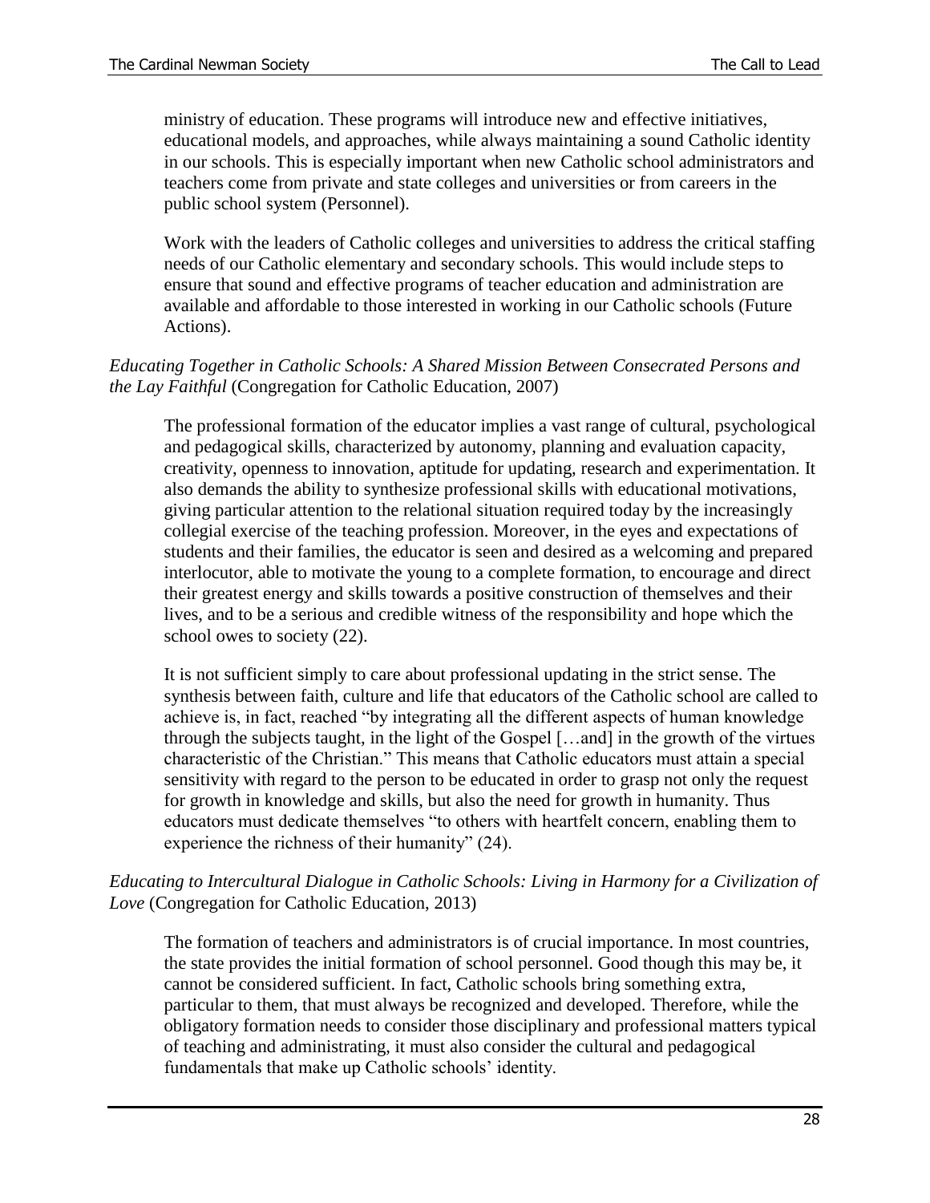ministry of education. These programs will introduce new and effective initiatives, educational models, and approaches, while always maintaining a sound Catholic identity in our schools. This is especially important when new Catholic school administrators and teachers come from private and state colleges and universities or from careers in the public school system (Personnel).

Work with the leaders of Catholic colleges and universities to address the critical staffing needs of our Catholic elementary and secondary schools. This would include steps to ensure that sound and effective programs of teacher education and administration are available and affordable to those interested in working in our Catholic schools (Future Actions).

*Educating Together in Catholic Schools: A Shared Mission Between Consecrated Persons and the Lay Faithful* (Congregation for Catholic Education, 2007)

The professional formation of the educator implies a vast range of cultural, psychological and pedagogical skills, characterized by autonomy, planning and evaluation capacity, creativity, openness to innovation, aptitude for updating, research and experimentation. It also demands the ability to synthesize professional skills with educational motivations, giving particular attention to the relational situation required today by the increasingly collegial exercise of the teaching profession. Moreover, in the eyes and expectations of students and their families, the educator is seen and desired as a welcoming and prepared interlocutor, able to motivate the young to a complete formation, to encourage and direct their greatest energy and skills towards a positive construction of themselves and their lives, and to be a serious and credible witness of the responsibility and hope which the school owes to society (22).

It is not sufficient simply to care about professional updating in the strict sense. The synthesis between faith, culture and life that educators of the Catholic school are called to achieve is, in fact, reached "by integrating all the different aspects of human knowledge through the subjects taught, in the light of the Gospel […and] in the growth of the virtues characteristic of the Christian." This means that Catholic educators must attain a special sensitivity with regard to the person to be educated in order to grasp not only the request for growth in knowledge and skills, but also the need for growth in humanity. Thus educators must dedicate themselves "to others with heartfelt concern, enabling them to experience the richness of their humanity" (24).

*Educating to Intercultural Dialogue in Catholic Schools: Living in Harmony for a Civilization of Love* (Congregation for Catholic Education, 2013)

The formation of teachers and administrators is of crucial importance. In most countries, the state provides the initial formation of school personnel. Good though this may be, it cannot be considered sufficient. In fact, Catholic schools bring something extra, particular to them, that must always be recognized and developed. Therefore, while the obligatory formation needs to consider those disciplinary and professional matters typical of teaching and administrating, it must also consider the cultural and pedagogical fundamentals that make up Catholic schools' identity.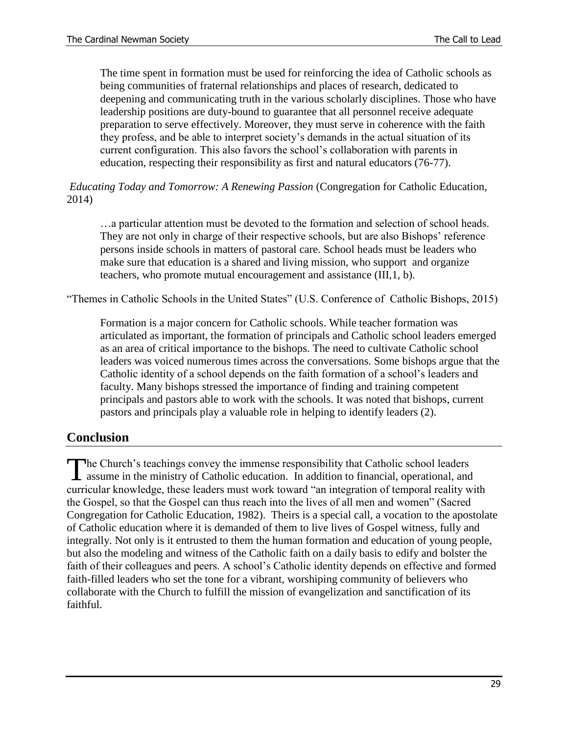> The time spent in formation must be used for reinforcing the idea of Catholic schools as being communities of fraternal relationships and places of research, dedicated to deepening and communicating truth in the various scholarly disciplines. Those who have leadership positions are duty-bound to guarantee that all personnel receive adequate preparation to serve effectively. Moreover, they must serve in coherence with the faith they profess, and be able to interpret society's demands in the actual situation of its current configuration. This also favors the school's collaboration with parents in education, respecting their responsibility as first and natural educators (76-77).

*Educating Today and Tomorrow: A Renewing Passion* (Congregation for Catholic Education, 2014)

> …a particular attention must be devoted to the formation and selection of school heads. They are not only in charge of their respective schools, but are also Bishops' reference persons inside schools in matters of pastoral care. School heads must be leaders who make sure that education is a shared and living mission, who support and organize teachers, who promote mutual encouragement and assistance (III,1, b).

"Themes in Catholic Schools in the United States" (U.S. Conference of Catholic Bishops, 2015)

> Formation is a major concern for Catholic schools. While teacher formation was articulated as important, the formation of principals and Catholic school leaders emerged as an area of critical importance to the bishops. The need to cultivate Catholic school leaders was voiced numerous times across the conversations. Some bishops argue that the Catholic identity of a school depends on the faith formation of a school's leaders and faculty. Many bishops stressed the importance of finding and training competent principals and pastors able to work with the schools. It was noted that bishops, current pastors and principals play a valuable role in helping to identify leaders (2).

## Conclusion

The Church's teachings convey the immense responsibility that Catholic school leaders assume in the ministry of Catholic education. In addition to financial, operational, and curricular knowledge, these leaders must work toward "an integration of temporal reality with the Gospel, so that the Gospel can thus reach into the lives of all men and women" (Sacred Congregation for Catholic Education, 1982). Theirs is a special call, a vocation to the apostolate of Catholic education where it is demanded of them to live lives of Gospel witness, fully and integrally. Not only is it entrusted to them the human formation and education of young people, but also the modeling and witness of the Catholic faith on a daily basis to edify and bolster the faith of their colleagues and peers. A school's Catholic identity depends on effective and formed faith-filled leaders who set the tone for a vibrant, worshiping community of believers who collaborate with the Church to fulfill the mission of evangelization and sanctification of its faithful.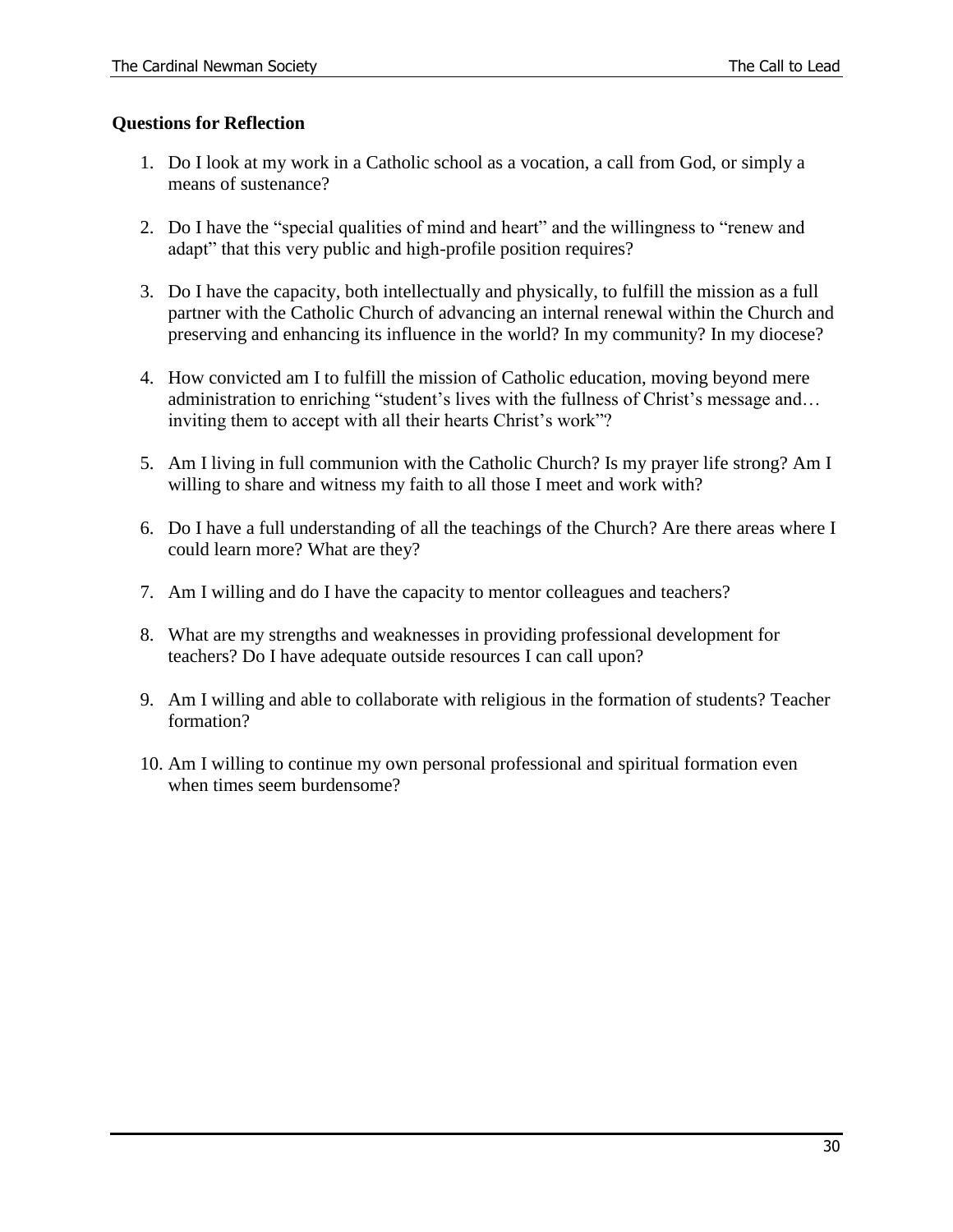**Questions for Reflection**

1. Do I look at my work in a Catholic school as a vocation, a call from God, or simply a means of sustenance?

2. Do I have the "special qualities of mind and heart" and the willingness to "renew and adapt" that this very public and high-profile position requires?

3. Do I have the capacity, both intellectually and physically, to fulfill the mission as a full partner with the Catholic Church of advancing an internal renewal within the Church and preserving and enhancing its influence in the world? In my community? In my diocese?

4. How convicted am I to fulfill the mission of Catholic education, moving beyond mere administration to enriching "student's lives with the fullness of Christ's message and… inviting them to accept with all their hearts Christ's work"?

5. Am I living in full communion with the Catholic Church? Is my prayer life strong? Am I willing to share and witness my faith to all those I meet and work with?

6. Do I have a full understanding of all the teachings of the Church? Are there areas where I could learn more? What are they?

7. Am I willing and do I have the capacity to mentor colleagues and teachers?

8. What are my strengths and weaknesses in providing professional development for teachers? Do I have adequate outside resources I can call upon?

9. Am I willing and able to collaborate with religious in the formation of students? Teacher formation?

10. Am I willing to continue my own personal professional and spiritual formation even when times seem burdensome?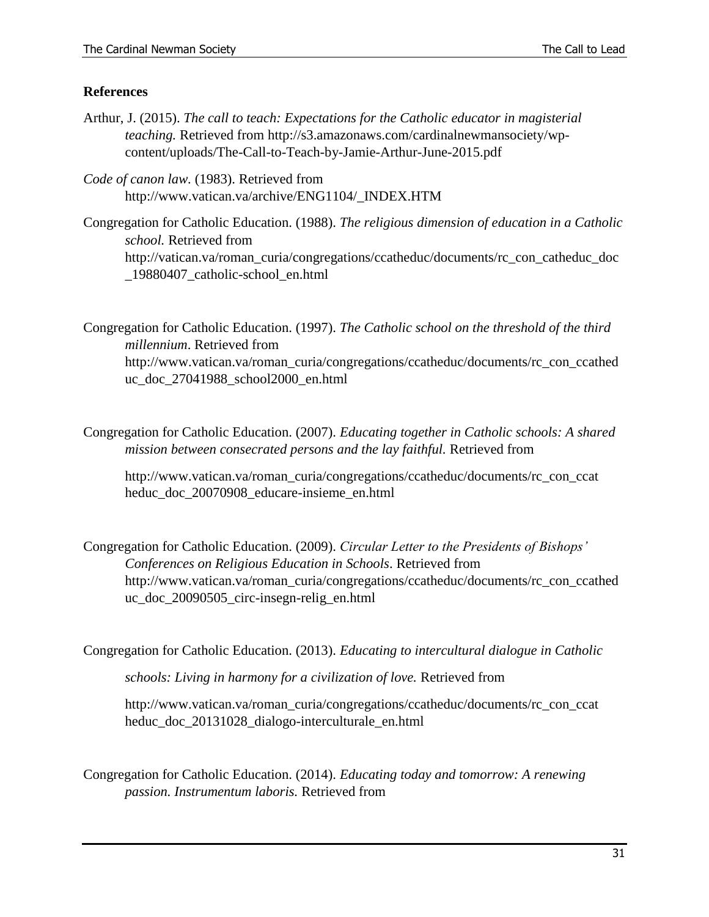**References**

Arthur, J. (2015). *The call to teach: Expectations for the Catholic educator in magisterial teaching.* Retrieved from http://s3.amazonaws.com/cardinalnewmansociety/wp-content/uploads/The-Call-to-Teach-by-Jamie-Arthur-June-2015.pdf

*Code of canon law*. (1983). Retrieved from http://www.vatican.va/archive/ENG1104/_INDEX.HTM

Congregation for Catholic Education. (1988). *The religious dimension of education in a Catholic school.* Retrieved from http://vatican.va/roman_curia/congregations/ccatheduc/documents/rc_con_catheduc_doc_19880407_catholic-school_en.html

Congregation for Catholic Education. (1997). *The Catholic school on the threshold of the third millennium*. Retrieved from http://www.vatican.va/roman_curia/congregations/ccatheduc/documents/rc_con_ccatheduc_doc_27041988_school2000_en.html

Congregation for Catholic Education. (2007). *Educating together in Catholic schools: A shared mission between consecrated persons and the lay faithful.* Retrieved from

http://www.vatican.va/roman_curia/congregations/ccatheduc/documents/rc_con_ccatheduc_doc_20070908_educare-insieme_en.html

Congregation for Catholic Education. (2009). *Circular Letter to the Presidents of Bishops' Conferences on Religious Education in Schools*. Retrieved from http://www.vatican.va/roman_curia/congregations/ccatheduc/documents/rc_con_ccatheduc_doc_20090505_circ-insegn-relig_en.html

Congregation for Catholic Education. (2013). *Educating to intercultural dialogue in Catholic schools: Living in harmony for a civilization of love.* Retrieved from

http://www.vatican.va/roman_curia/congregations/ccatheduc/documents/rc_con_ccatheduc_doc_20131028_dialogo-interculturale_en.html

Congregation for Catholic Education. (2014). *Educating today and tomorrow: A renewing passion. Instrumentum laboris.* Retrieved from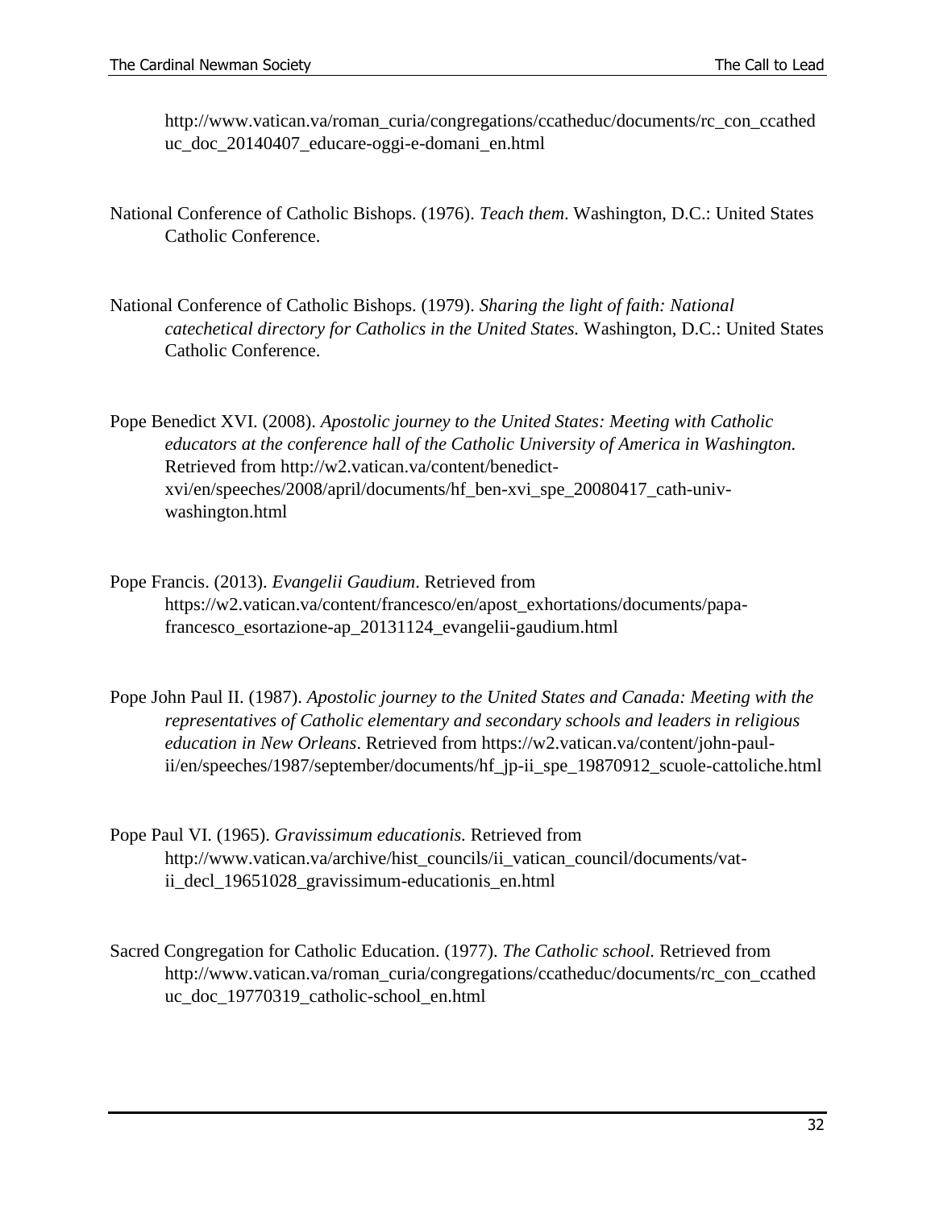http://www.vatican.va/roman_curia/congregations/ccatheduc/documents/rc_con_ccatheduc_doc_20140407_educare-oggi-e-domani_en.html

National Conference of Catholic Bishops. (1976). *Teach them*. Washington, D.C.: United States Catholic Conference.

National Conference of Catholic Bishops. (1979). *Sharing the light of faith: National catechetical directory for Catholics in the United States.* Washington, D.C.: United States Catholic Conference.

Pope Benedict XVI. (2008). *Apostolic journey to the United States: Meeting with Catholic educators at the conference hall of the Catholic University of America in Washington.* Retrieved from http://w2.vatican.va/content/benedict-xvi/en/speeches/2008/april/documents/hf_ben-xvi_spe_20080417_cath-univ-washington.html

Pope Francis. (2013). *Evangelii Gaudium*. Retrieved from https://w2.vatican.va/content/francesco/en/apost_exhortations/documents/papa-francesco_esortazione-ap_20131124_evangelii-gaudium.html

Pope John Paul II. (1987). *Apostolic journey to the United States and Canada: Meeting with the representatives of Catholic elementary and secondary schools and leaders in religious education in New Orleans*. Retrieved from https://w2.vatican.va/content/john-paul-ii/en/speeches/1987/september/documents/hf_jp-ii_spe_19870912_scuole-cattoliche.html

Pope Paul VI. (1965). *Gravissimum educationis.* Retrieved from http://www.vatican.va/archive/hist_councils/ii_vatican_council/documents/vat-ii_decl_19651028_gravissimum-educationis_en.html

Sacred Congregation for Catholic Education. (1977). *The Catholic school.* Retrieved from http://www.vatican.va/roman_curia/congregations/ccatheduc/documents/rc_con_ccatheduc_doc_19770319_catholic-school_en.html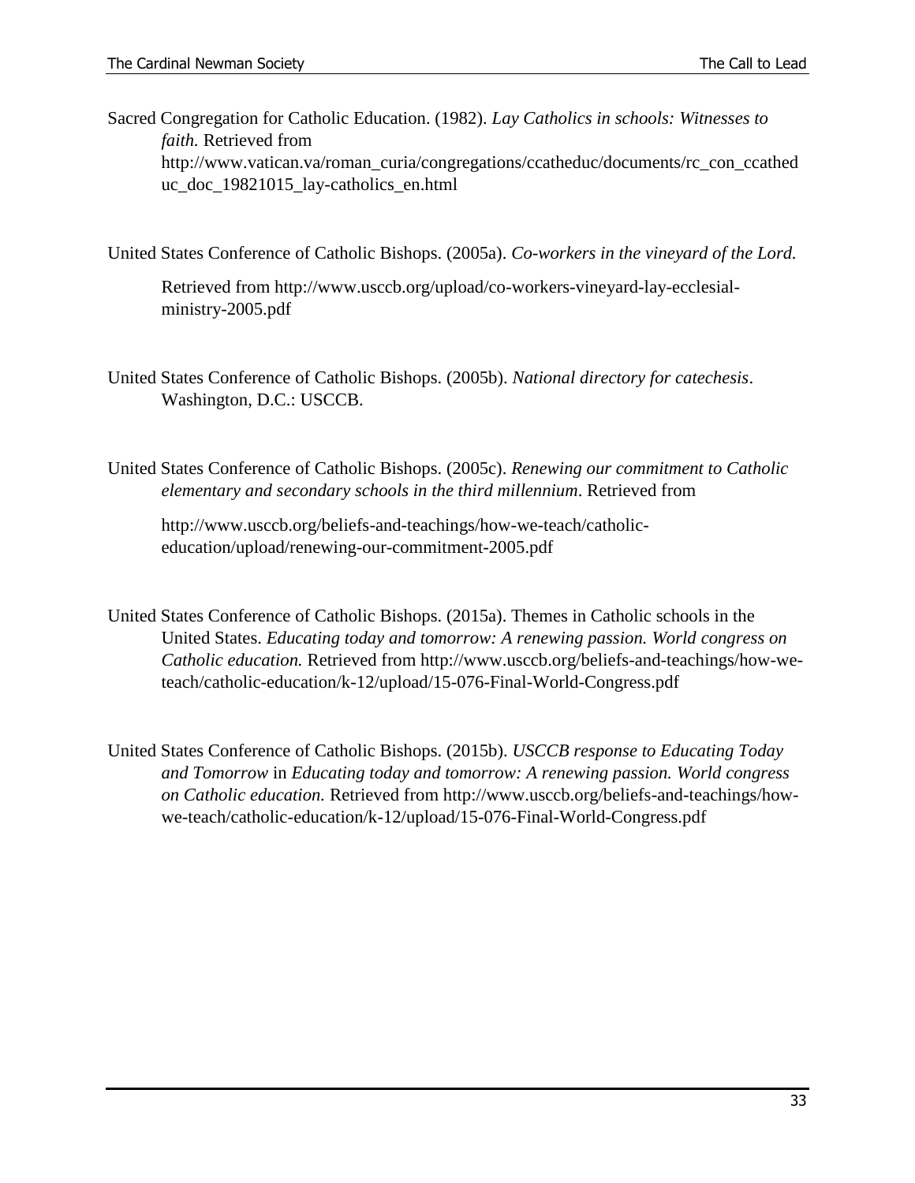Sacred Congregation for Catholic Education. (1982). *Lay Catholics in schools: Witnesses to faith.* Retrieved from http://www.vatican.va/roman_curia/congregations/ccatheduc/documents/rc_con_ccatheduc_doc_19821015_lay-catholics_en.html

United States Conference of Catholic Bishops. (2005a). *Co-workers in the vineyard of the Lord.* Retrieved from http://www.usccb.org/upload/co-workers-vineyard-lay-ecclesial-ministry-2005.pdf

United States Conference of Catholic Bishops. (2005b). *National directory for catechesis*. Washington, D.C.: USCCB.

United States Conference of Catholic Bishops. (2005c). *Renewing our commitment to Catholic elementary and secondary schools in the third millennium*. Retrieved from http://www.usccb.org/beliefs-and-teachings/how-we-teach/catholic-education/upload/renewing-our-commitment-2005.pdf

United States Conference of Catholic Bishops. (2015a). Themes in Catholic schools in the United States. *Educating today and tomorrow: A renewing passion. World congress on Catholic education.* Retrieved from http://www.usccb.org/beliefs-and-teachings/how-we-teach/catholic-education/k-12/upload/15-076-Final-World-Congress.pdf

United States Conference of Catholic Bishops. (2015b). *USCCB response to Educating Today and Tomorrow* in *Educating today and tomorrow: A renewing passion. World congress on Catholic education.* Retrieved from http://www.usccb.org/beliefs-and-teachings/how-we-teach/catholic-education/k-12/upload/15-076-Final-World-Congress.pdf